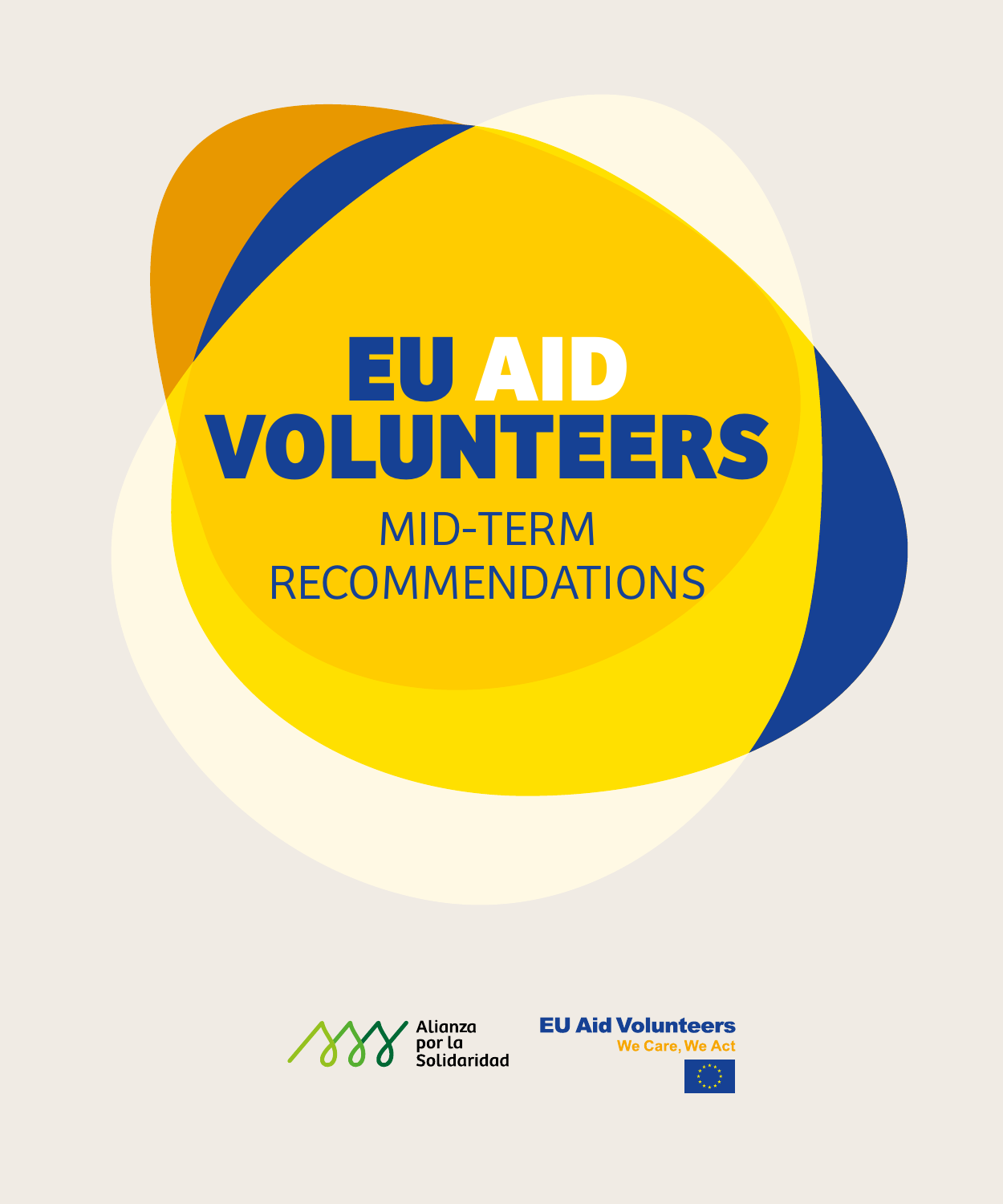# EU AID VOLUNTEERS

## MID-TERM RECOMMENDATIONS

Alianza por la Solidaridad

EU Aid Volunteers

We Care, We Act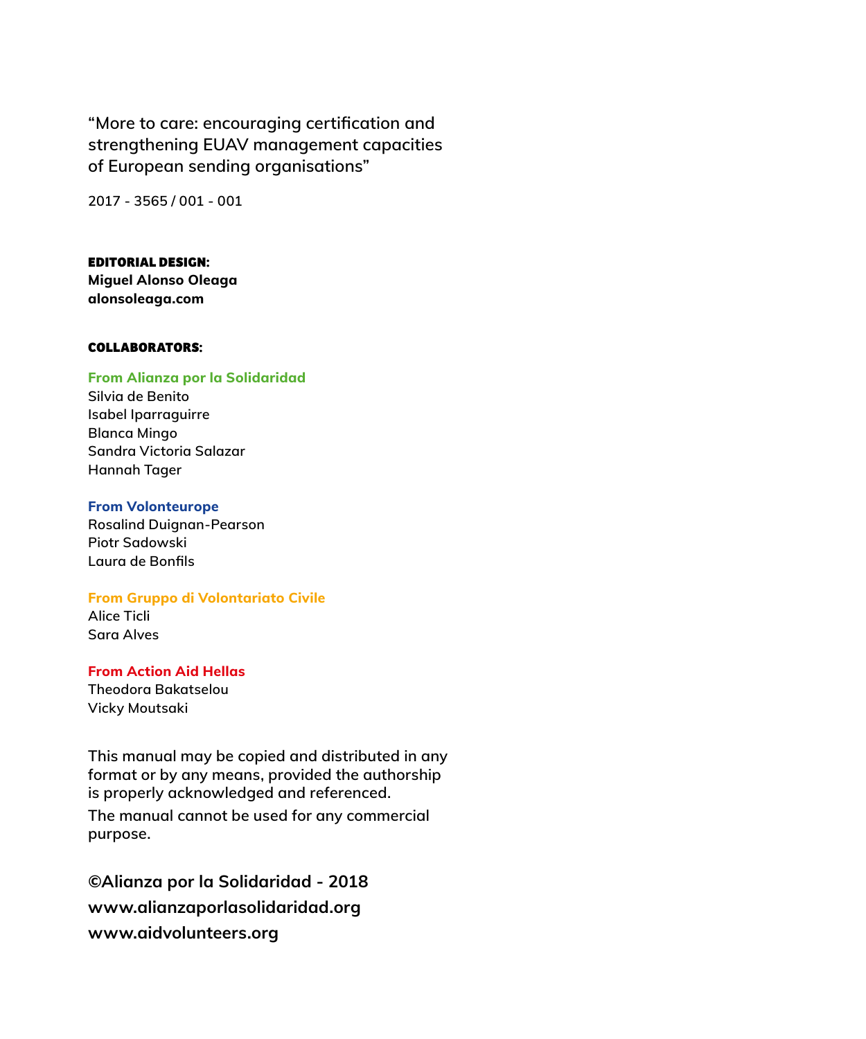"More to care: encouraging certification and strengthening EUAV management capacities of European sending organisations"

**2017 - 3565 / 001 - 001**

**EDITORIAL DESIGN:**
**Miguel Alonso Oleaga**
**alonsoleaga.com**

**COLLABORATORS:**

**From Alianza por la Solidaridad**
Silvia de Benito
Isabel Iparraguirre
Blanca Mingo
Sandra Victoria Salazar
Hannah Tager

**From Volonteurope**
Rosalind Duignan-Pearson
Piotr Sadowski
Laura de Bonfils

**From Gruppo di Volontariato Civile**
Alice Ticli
Sara Alves

**From Action Aid Hellas**
Theodora Bakatselou
Vicky Moutsaki

This manual may be copied and distributed in any format or by any means, provided the authorship is properly acknowledged and referenced.

The manual cannot be used for any commercial purpose.

**©Alianza por la Solidaridad - 2018**
**www.alianzaporlasolidaridad.org**
**www.aidvolunteers.org**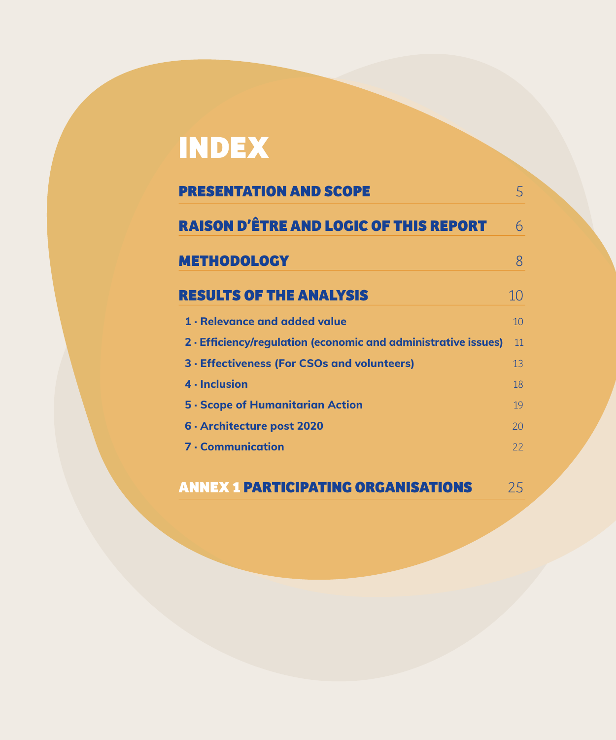# INDEX

| | |
|---|---|
| **PRESENTATION AND SCOPE** | 5 |
| **RAISON D'ÊTRE AND LOGIC OF THIS REPORT** | 6 |
| **METHODOLOGY** | 8 |
| **RESULTS OF THE ANALYSIS** | 10 |
| 1 · Relevance and added value | 10 |
| 2 · Efficiency/regulation (economic and administrative issues) | 11 |
| 3 · Effectiveness (For CSOs and volunteers) | 13 |
| 4 · Inclusion | 18 |
| 5 · Scope of Humanitarian Action | 19 |
| 6 · Architecture post 2020 | 20 |
| 7 · Communication | 22 |
| **ANNEX 1 PARTICIPATING ORGANISATIONS** | 25 |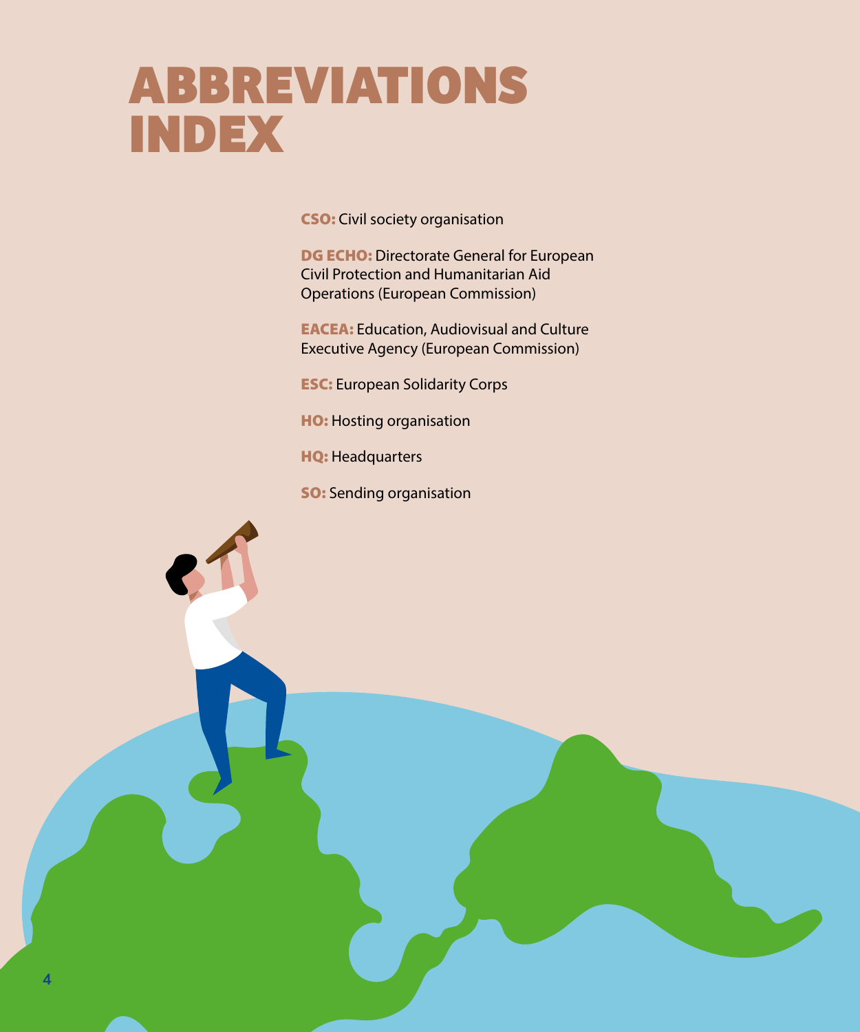# ABBREVIATIONS INDEX

**CSO:** Civil society organisation

**DG ECHO:** Directorate General for European Civil Protection and Humanitarian Aid Operations (European Commission)

**EACEA:** Education, Audiovisual and Culture Executive Agency (European Commission)

**ESC:** European Solidarity Corps

**HO:** Hosting organisation

**HQ:** Headquarters

**SO:** Sending organisation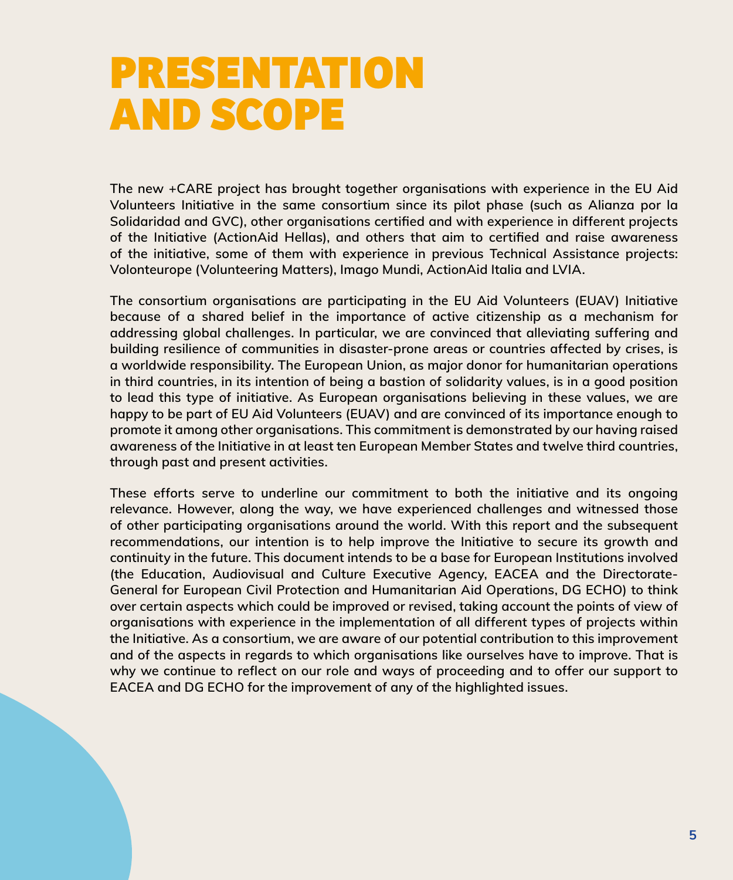# PRESENTATION AND SCOPE

The new +CARE project has brought together organisations with experience in the EU Aid Volunteers Initiative in the same consortium since its pilot phase (such as Alianza por la Solidaridad and GVC), other organisations certified and with experience in different projects of the Initiative (ActionAid Hellas), and others that aim to certified and raise awareness of the initiative, some of them with experience in previous Technical Assistance projects: Volonteurope (Volunteering Matters), Imago Mundi, ActionAid Italia and LVIA.

The consortium organisations are participating in the EU Aid Volunteers (EUAV) Initiative because of a shared belief in the importance of active citizenship as a mechanism for addressing global challenges. In particular, we are convinced that alleviating suffering and building resilience of communities in disaster-prone areas or countries affected by crises, is a worldwide responsibility. The European Union, as major donor for humanitarian operations in third countries, in its intention of being a bastion of solidarity values, is in a good position to lead this type of initiative. As European organisations believing in these values, we are happy to be part of EU Aid Volunteers (EUAV) and are convinced of its importance enough to promote it among other organisations. This commitment is demonstrated by our having raised awareness of the Initiative in at least ten European Member States and twelve third countries, through past and present activities.

These efforts serve to underline our commitment to both the initiative and its ongoing relevance. However, along the way, we have experienced challenges and witnessed those of other participating organisations around the world. With this report and the subsequent recommendations, our intention is to help improve the Initiative to secure its growth and continuity in the future. This document intends to be a base for European Institutions involved (the Education, Audiovisual and Culture Executive Agency, EACEA and the Directorate-General for European Civil Protection and Humanitarian Aid Operations, DG ECHO) to think over certain aspects which could be improved or revised, taking account the points of view of organisations with experience in the implementation of all different types of projects within the Initiative. As a consortium, we are aware of our potential contribution to this improvement and of the aspects in regards to which organisations like ourselves have to improve. That is why we continue to reflect on our role and ways of proceeding and to offer our support to EACEA and DG ECHO for the improvement of any of the highlighted issues.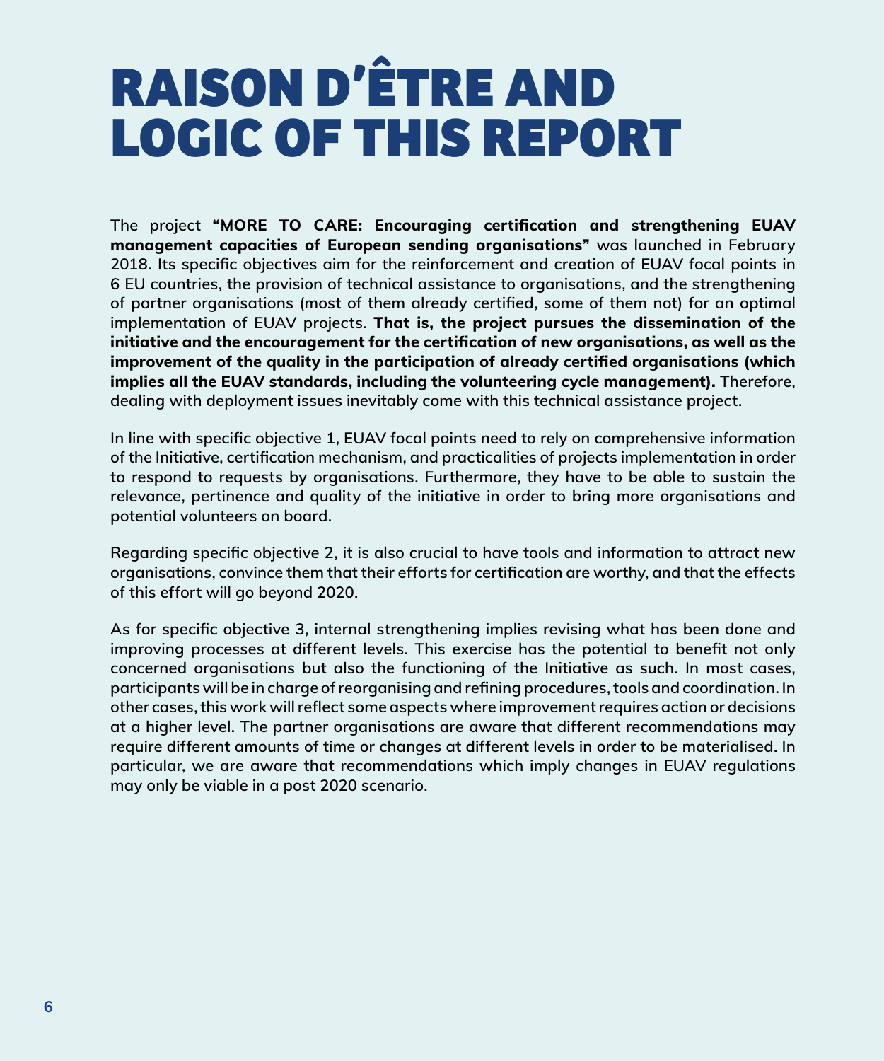# RAISON D'ÊTRE AND LOGIC OF THIS REPORT

The project **"MORE TO CARE: Encouraging certification and strengthening EUAV management capacities of European sending organisations"** was launched in February 2018. Its specific objectives aim for the reinforcement and creation of EUAV focal points in 6 EU countries, the provision of technical assistance to organisations, and the strengthening of partner organisations (most of them already certified, some of them not) for an optimal implementation of EUAV projects. **That is, the project pursues the dissemination of the initiative and the encouragement for the certification of new organisations, as well as the improvement of the quality in the participation of already certified organisations (which implies all the EUAV standards, including the volunteering cycle management).** Therefore, dealing with deployment issues inevitably come with this technical assistance project.

In line with specific objective 1, EUAV focal points need to rely on comprehensive information of the Initiative, certification mechanism, and practicalities of projects implementation in order to respond to requests by organisations. Furthermore, they have to be able to sustain the relevance, pertinence and quality of the initiative in order to bring more organisations and potential volunteers on board.

Regarding specific objective 2, it is also crucial to have tools and information to attract new organisations, convince them that their efforts for certification are worthy, and that the effects of this effort will go beyond 2020.

As for specific objective 3, internal strengthening implies revising what has been done and improving processes at different levels. This exercise has the potential to benefit not only concerned organisations but also the functioning of the Initiative as such. In most cases, participants will be in charge of reorganising and refining procedures, tools and coordination. In other cases, this work will reflect some aspects where improvement requires action or decisions at a higher level. The partner organisations are aware that different recommendations may require different amounts of time or changes at different levels in order to be materialised. In particular, we are aware that recommendations which imply changes in EUAV regulations may only be viable in a post 2020 scenario.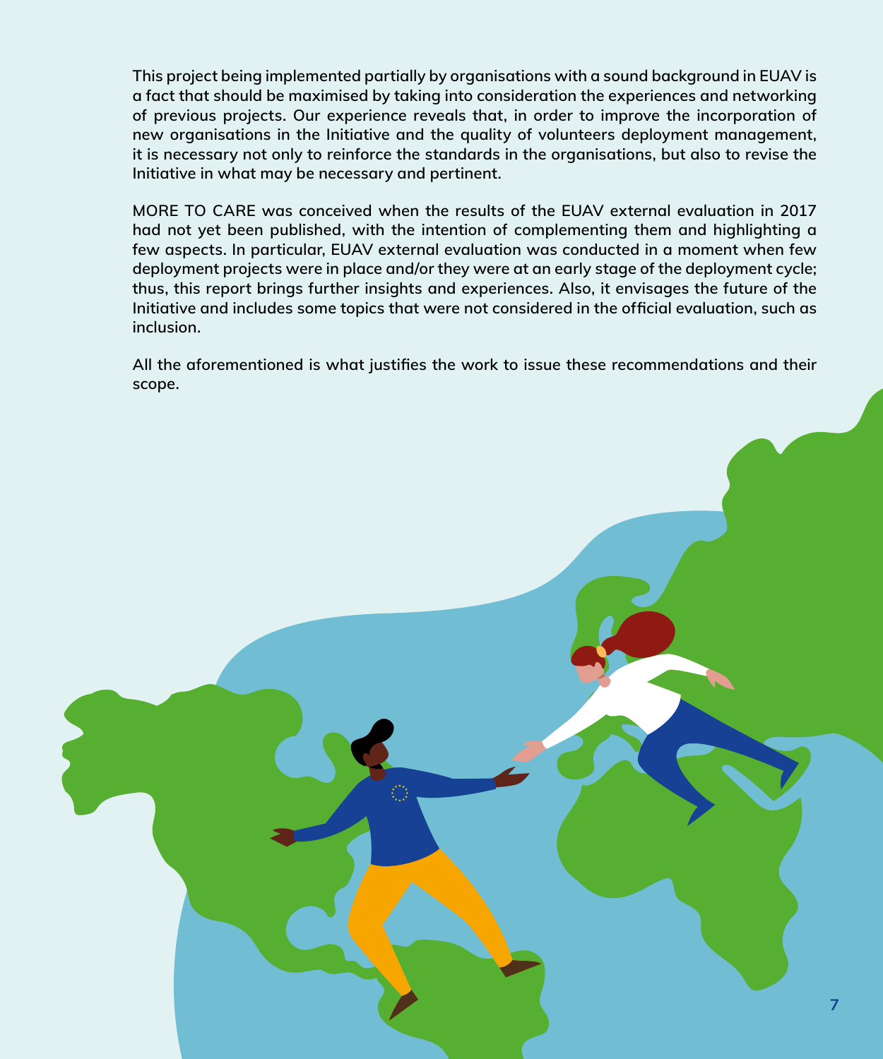This project being implemented partially by organisations with a sound background in EUAV is a fact that should be maximised by taking into consideration the experiences and networking of previous projects. Our experience reveals that, in order to improve the incorporation of new organisations in the Initiative and the quality of volunteers deployment management, it is necessary not only to reinforce the standards in the organisations, but also to revise the Initiative in what may be necessary and pertinent.

MORE TO CARE was conceived when the results of the EUAV external evaluation in 2017 had not yet been published, with the intention of complementing them and highlighting a few aspects. In particular, EUAV external evaluation was conducted in a moment when few deployment projects were in place and/or they were at an early stage of the deployment cycle; thus, this report brings further insights and experiences. Also, it envisages the future of the Initiative and includes some topics that were not considered in the official evaluation, such as inclusion.

All the aforementioned is what justifies the work to issue these recommendations and their scope.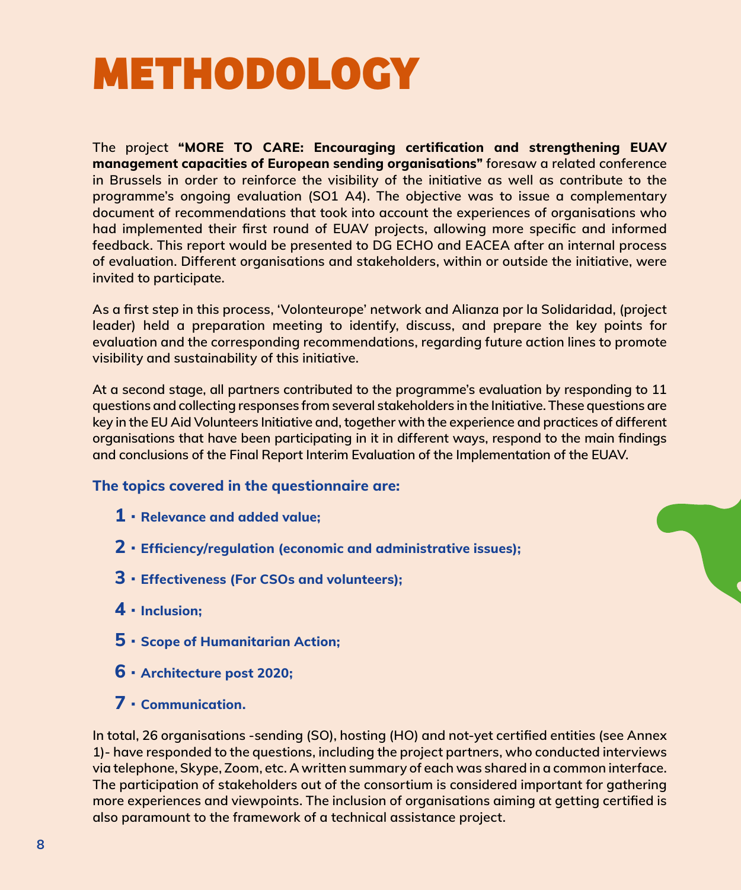# METHODOLOGY

The project **"MORE TO CARE: Encouraging certification and strengthening EUAV management capacities of European sending organisations"** foresaw a related conference in Brussels in order to reinforce the visibility of the initiative as well as contribute to the programme's ongoing evaluation (SO1 A4). The objective was to issue a complementary document of recommendations that took into account the experiences of organisations who had implemented their first round of EUAV projects, allowing more specific and informed feedback. This report would be presented to DG ECHO and EACEA after an internal process of evaluation. Different organisations and stakeholders, within or outside the initiative, were invited to participate.

As a first step in this process, 'Volonteurope' network and Alianza por la Solidaridad, (project leader) held a preparation meeting to identify, discuss, and prepare the key points for evaluation and the corresponding recommendations, regarding future action lines to promote visibility and sustainability of this initiative.

At a second stage, all partners contributed to the programme's evaluation by responding to 11 questions and collecting responses from several stakeholders in the Initiative. These questions are key in the EU Aid Volunteers Initiative and, together with the experience and practices of different organisations that have been participating in it in different ways, respond to the main findings and conclusions of the Final Report Interim Evaluation of the Implementation of the EUAV.

**The topics covered in the questionnaire are:**

1. **Relevance and added value;**
2. **Efficiency/regulation (economic and administrative issues);**
3. **Effectiveness (For CSOs and volunteers);**
4. **Inclusion;**
5. **Scope of Humanitarian Action;**
6. **Architecture post 2020;**
7. **Communication.**

In total, 26 organisations -sending (SO), hosting (HO) and not-yet certified entities (see Annex 1)- have responded to the questions, including the project partners, who conducted interviews via telephone, Skype, Zoom, etc. A written summary of each was shared in a common interface. The participation of stakeholders out of the consortium is considered important for gathering more experiences and viewpoints. The inclusion of organisations aiming at getting certified is also paramount to the framework of a technical assistance project.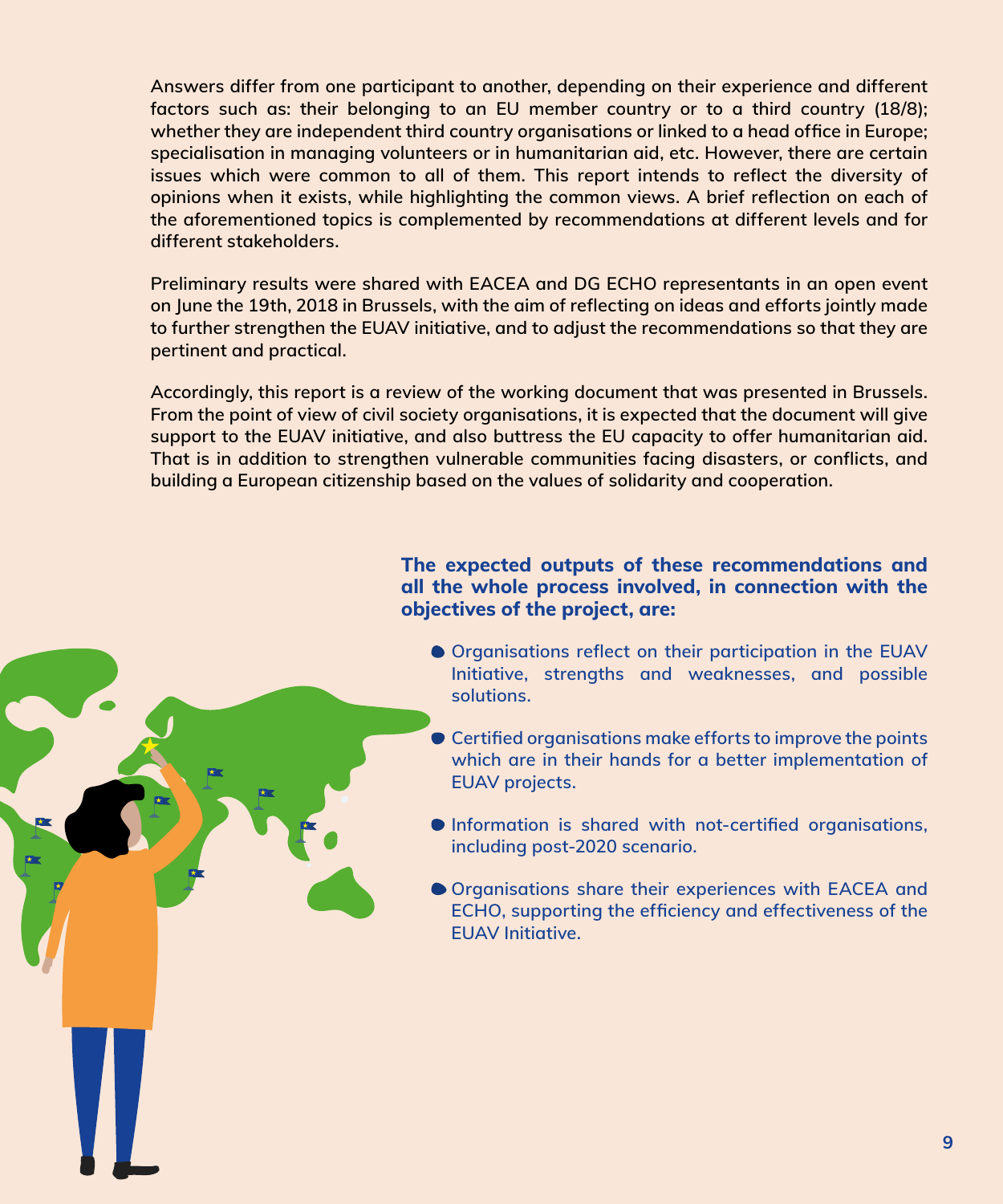Answers differ from one participant to another, depending on their experience and different factors such as: their belonging to an EU member country or to a third country (18/8); whether they are independent third country organisations or linked to a head office in Europe; specialisation in managing volunteers or in humanitarian aid, etc. However, there are certain issues which were common to all of them. This report intends to reflect the diversity of opinions when it exists, while highlighting the common views. A brief reflection on each of the aforementioned topics is complemented by recommendations at different levels and for different stakeholders.

Preliminary results were shared with EACEA and DG ECHO representants in an open event on June the 19th, 2018 in Brussels, with the aim of reflecting on ideas and efforts jointly made to further strengthen the EUAV initiative, and to adjust the recommendations so that they are pertinent and practical.

Accordingly, this report is a review of the working document that was presented in Brussels. From the point of view of civil society organisations, it is expected that the document will give support to the EUAV initiative, and also buttress the EU capacity to offer humanitarian aid. That is in addition to strengthen vulnerable communities facing disasters, or conflicts, and building a European citizenship based on the values of solidarity and cooperation.

**The expected outputs of these recommendations and all the whole process involved, in connection with the objectives of the project, are:**

- Organisations reflect on their participation in the EUAV Initiative, strengths and weaknesses, and possible solutions.
- Certified organisations make efforts to improve the points which are in their hands for a better implementation of EUAV projects.
- Information is shared with not-certified organisations, including post-2020 scenario.
- Organisations share their experiences with EACEA and ECHO, supporting the efficiency and effectiveness of the EUAV Initiative.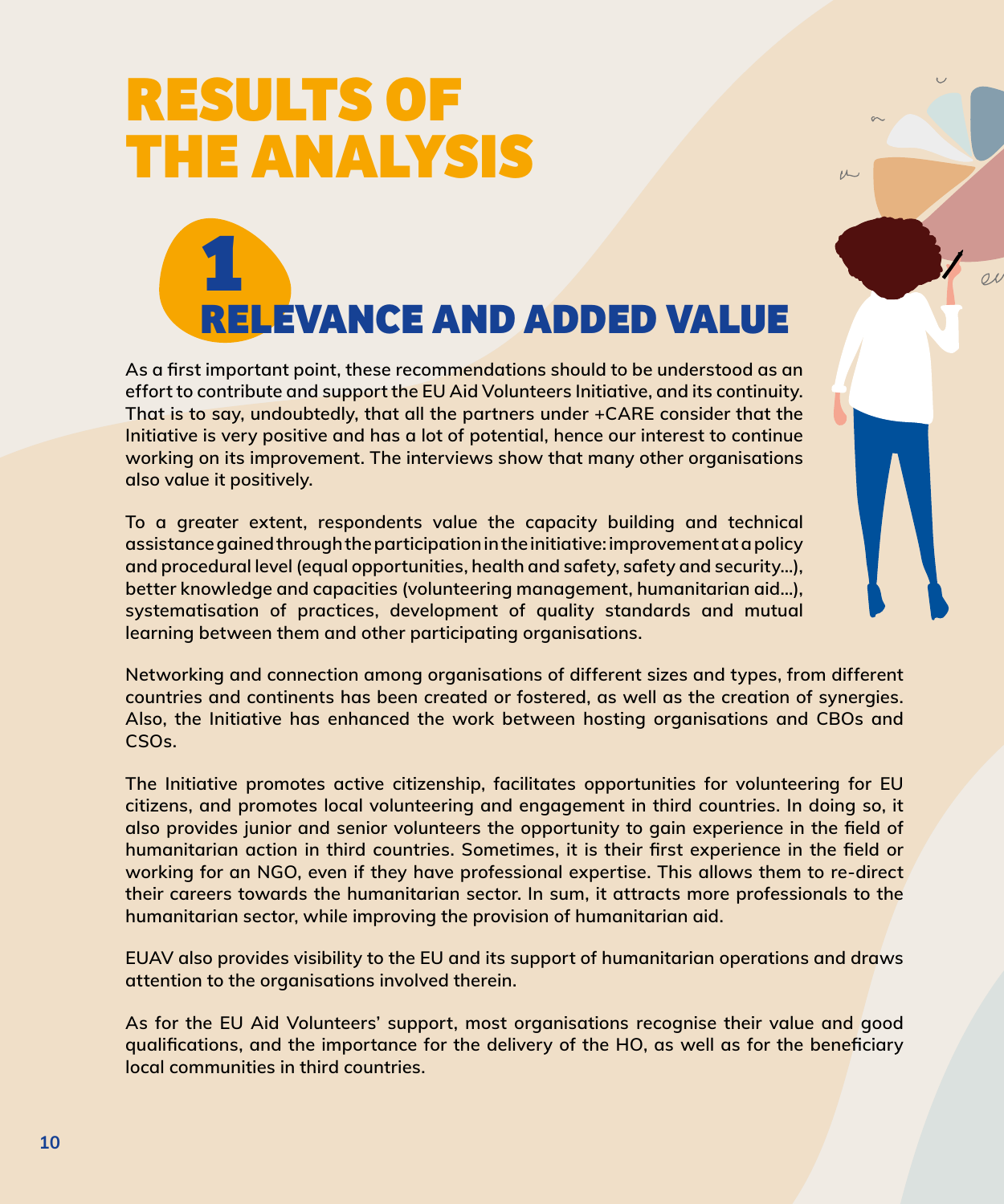# RESULTS OF THE ANALYSIS

## 1 RELEVANCE AND ADDED VALUE

**As a first important point, these recommendations should to be understood as an effort to contribute and support the EU Aid Volunteers Initiative, and its continuity. That is to say, undoubtedly, that all the partners under +CARE consider that the Initiative is very positive and has a lot of potential, hence our interest to continue working on its improvement. The interviews show that many other organisations also value it positively.**

**To a greater extent, respondents value the capacity building and technical assistance gained through the participation in the initiative: improvement at a policy and procedural level (equal opportunities, health and safety, safety and security...), better knowledge and capacities (volunteering management, humanitarian aid...), systematisation of practices, development of quality standards and mutual learning between them and other participating organisations.**

**Networking and connection among organisations of different sizes and types, from different countries and continents has been created or fostered, as well as the creation of synergies. Also, the Initiative has enhanced the work between hosting organisations and CBOs and CSOs.**

**The Initiative promotes active citizenship, facilitates opportunities for volunteering for EU citizens, and promotes local volunteering and engagement in third countries. In doing so, it also provides junior and senior volunteers the opportunity to gain experience in the field of humanitarian action in third countries. Sometimes, it is their first experience in the field or working for an NGO, even if they have professional expertise. This allows them to re-direct their careers towards the humanitarian sector. In sum, it attracts more professionals to the humanitarian sector, while improving the provision of humanitarian aid.**

**EUAV also provides visibility to the EU and its support of humanitarian operations and draws attention to the organisations involved therein.**

**As for the EU Aid Volunteers' support, most organisations recognise their value and good qualifications, and the importance for the delivery of the HO, as well as for the beneficiary local communities in third countries.**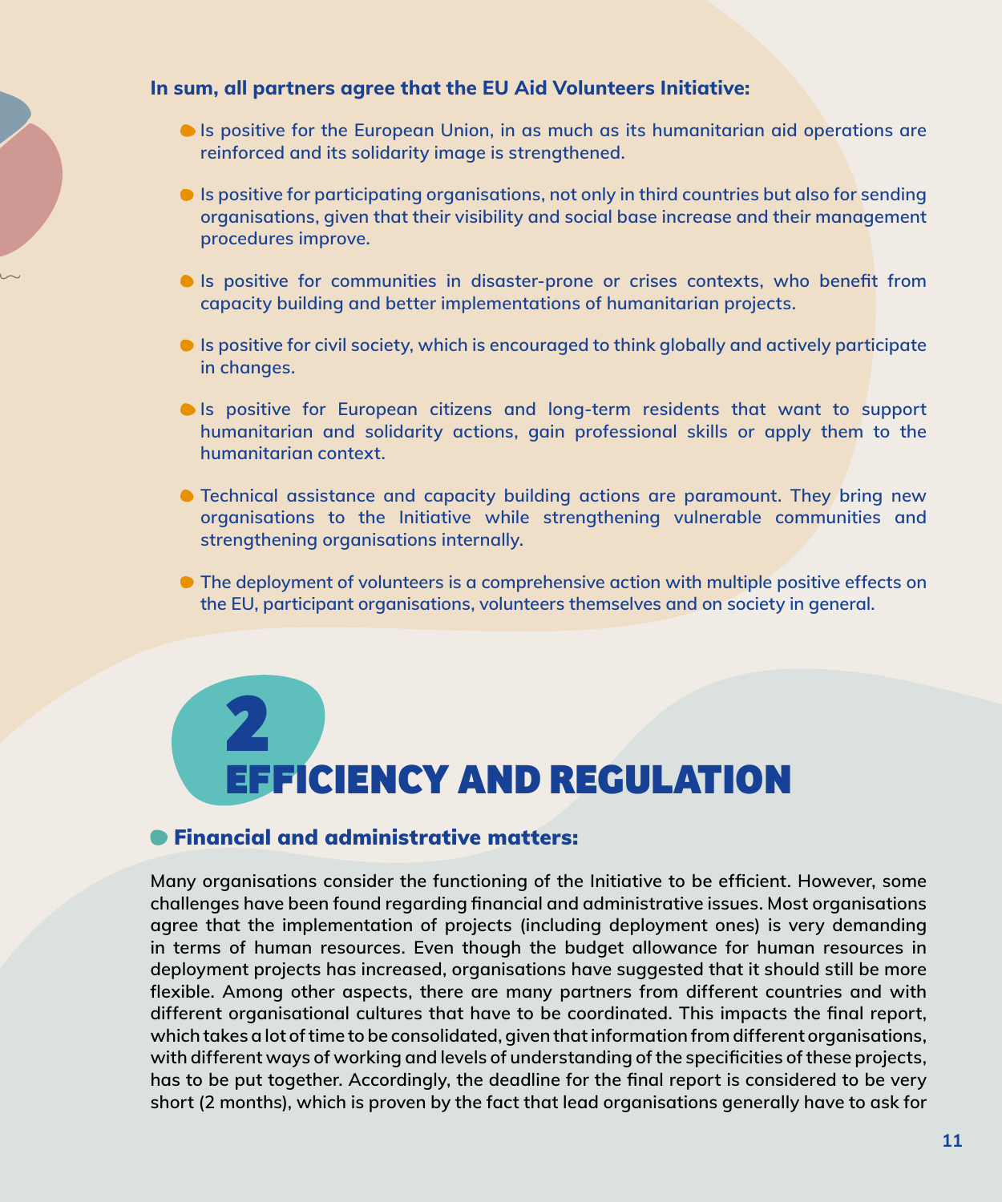**In sum, all partners agree that the EU Aid Volunteers Initiative:**

- Is positive for the European Union, in as much as its humanitarian aid operations are reinforced and its solidarity image is strengthened.
- Is positive for participating organisations, not only in third countries but also for sending organisations, given that their visibility and social base increase and their management procedures improve.
- Is positive for communities in disaster-prone or crises contexts, who benefit from capacity building and better implementations of humanitarian projects.
- Is positive for civil society, which is encouraged to think globally and actively participate in changes.
- Is positive for European citizens and long-term residents that want to support humanitarian and solidarity actions, gain professional skills or apply them to the humanitarian context.
- Technical assistance and capacity building actions are paramount. They bring new organisations to the Initiative while strengthening vulnerable communities and strengthening organisations internally.
- The deployment of volunteers is a comprehensive action with multiple positive effects on the EU, participant organisations, volunteers themselves and on society in general.

# 2 EFFICIENCY AND REGULATION

## Financial and administrative matters:

Many organisations consider the functioning of the Initiative to be efficient. However, some challenges have been found regarding financial and administrative issues. Most organisations agree that the implementation of projects (including deployment ones) is very demanding in terms of human resources. Even though the budget allowance for human resources in deployment projects has increased, organisations have suggested that it should still be more flexible. Among other aspects, there are many partners from different countries and with different organisational cultures that have to be coordinated. This impacts the final report, which takes a lot of time to be consolidated, given that information from different organisations, with different ways of working and levels of understanding of the specificities of these projects, has to be put together. Accordingly, the deadline for the final report is considered to be very short (2 months), which is proven by the fact that lead organisations generally have to ask for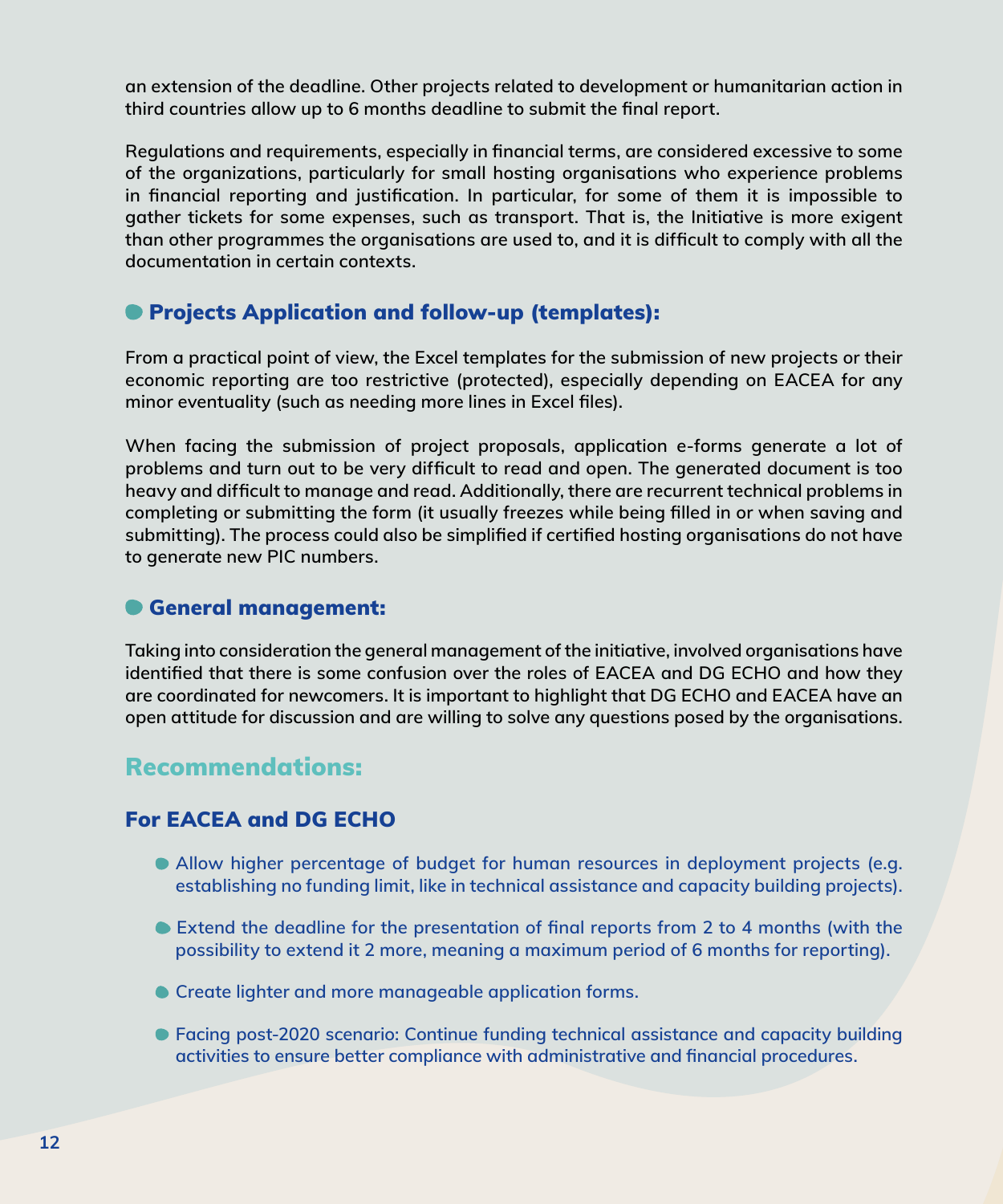an extension of the deadline. Other projects related to development or humanitarian action in third countries allow up to 6 months deadline to submit the final report.

Regulations and requirements, especially in financial terms, are considered excessive to some of the organizations, particularly for small hosting organisations who experience problems in financial reporting and justification. In particular, for some of them it is impossible to gather tickets for some expenses, such as transport. That is, the Initiative is more exigent than other programmes the organisations are used to, and it is difficult to comply with all the documentation in certain contexts.

### Projects Application and follow-up (templates):

From a practical point of view, the Excel templates for the submission of new projects or their economic reporting are too restrictive (protected), especially depending on EACEA for any minor eventuality (such as needing more lines in Excel files).

When facing the submission of project proposals, application e-forms generate a lot of problems and turn out to be very difficult to read and open. The generated document is too heavy and difficult to manage and read. Additionally, there are recurrent technical problems in completing or submitting the form (it usually freezes while being filled in or when saving and submitting). The process could also be simplified if certified hosting organisations do not have to generate new PIC numbers.

### General management:

Taking into consideration the general management of the initiative, involved organisations have identified that there is some confusion over the roles of EACEA and DG ECHO and how they are coordinated for newcomers. It is important to highlight that DG ECHO and EACEA have an open attitude for discussion and are willing to solve any questions posed by the organisations.

## Recommendations:

### For EACEA and DG ECHO

- Allow higher percentage of budget for human resources in deployment projects (e.g. establishing no funding limit, like in technical assistance and capacity building projects).
- Extend the deadline for the presentation of final reports from 2 to 4 months (with the possibility to extend it 2 more, meaning a maximum period of 6 months for reporting).
- Create lighter and more manageable application forms.
- Facing post-2020 scenario: Continue funding technical assistance and capacity building activities to ensure better compliance with administrative and financial procedures.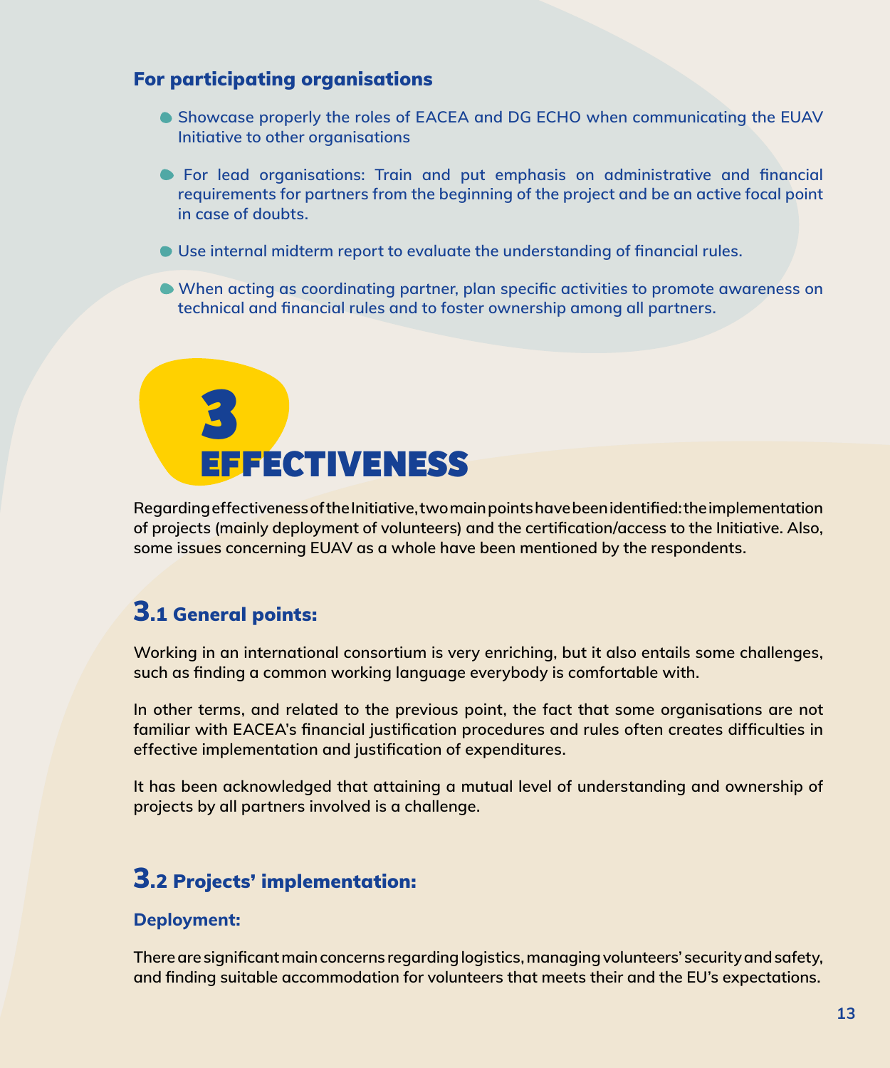### For participating organisations

- Showcase properly the roles of EACEA and DG ECHO when communicating the EUAV Initiative to other organisations
- For lead organisations: Train and put emphasis on administrative and financial requirements for partners from the beginning of the project and be an active focal point in case of doubts.
- Use internal midterm report to evaluate the understanding of financial rules.
- When acting as coordinating partner, plan specific activities to promote awareness on technical and financial rules and to foster ownership among all partners.

# 3 EFFECTIVENESS

Regarding effectiveness of the Initiative, two main points have been identified: the implementation of projects (mainly deployment of volunteers) and the certification/access to the Initiative. Also, some issues concerning EUAV as a whole have been mentioned by the respondents.

## 3.1 General points:

Working in an international consortium is very enriching, but it also entails some challenges, such as finding a common working language everybody is comfortable with.

In other terms, and related to the previous point, the fact that some organisations are not familiar with EACEA's financial justification procedures and rules often creates difficulties in effective implementation and justification of expenditures.

It has been acknowledged that attaining a mutual level of understanding and ownership of projects by all partners involved is a challenge.

## 3.2 Projects' implementation:

### Deployment:

There are significant main concerns regarding logistics, managing volunteers' security and safety, and finding suitable accommodation for volunteers that meets their and the EU's expectations.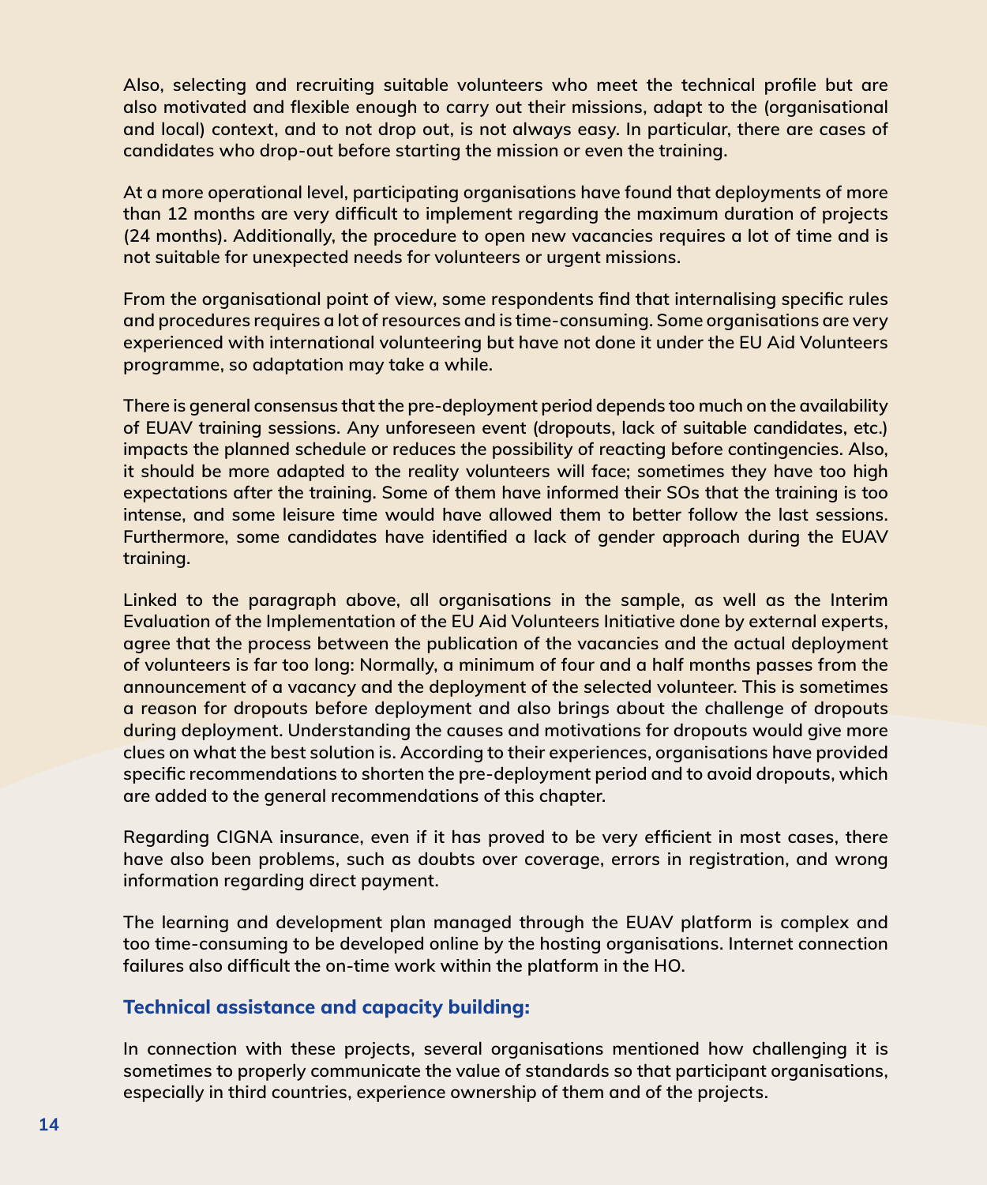Also, selecting and recruiting suitable volunteers who meet the technical profile but are also motivated and flexible enough to carry out their missions, adapt to the (organisational and local) context, and to not drop out, is not always easy. In particular, there are cases of candidates who drop-out before starting the mission or even the training.

At a more operational level, participating organisations have found that deployments of more than 12 months are very difficult to implement regarding the maximum duration of projects (24 months). Additionally, the procedure to open new vacancies requires a lot of time and is not suitable for unexpected needs for volunteers or urgent missions.

From the organisational point of view, some respondents find that internalising specific rules and procedures requires a lot of resources and is time-consuming. Some organisations are very experienced with international volunteering but have not done it under the EU Aid Volunteers programme, so adaptation may take a while.

There is general consensus that the pre-deployment period depends too much on the availability of EUAV training sessions. Any unforeseen event (dropouts, lack of suitable candidates, etc.) impacts the planned schedule or reduces the possibility of reacting before contingencies. Also, it should be more adapted to the reality volunteers will face; sometimes they have too high expectations after the training. Some of them have informed their SOs that the training is too intense, and some leisure time would have allowed them to better follow the last sessions. Furthermore, some candidates have identified a lack of gender approach during the EUAV training.

Linked to the paragraph above, all organisations in the sample, as well as the Interim Evaluation of the Implementation of the EU Aid Volunteers Initiative done by external experts, agree that the process between the publication of the vacancies and the actual deployment of volunteers is far too long: Normally, a minimum of four and a half months passes from the announcement of a vacancy and the deployment of the selected volunteer. This is sometimes a reason for dropouts before deployment and also brings about the challenge of dropouts during deployment. Understanding the causes and motivations for dropouts would give more clues on what the best solution is. According to their experiences, organisations have provided specific recommendations to shorten the pre-deployment period and to avoid dropouts, which are added to the general recommendations of this chapter.

Regarding CIGNA insurance, even if it has proved to be very efficient in most cases, there have also been problems, such as doubts over coverage, errors in registration, and wrong information regarding direct payment.

The learning and development plan managed through the EUAV platform is complex and too time-consuming to be developed online by the hosting organisations. Internet connection failures also difficult the on-time work within the platform in the HO.

### Technical assistance and capacity building:

In connection with these projects, several organisations mentioned how challenging it is sometimes to properly communicate the value of standards so that participant organisations, especially in third countries, experience ownership of them and of the projects.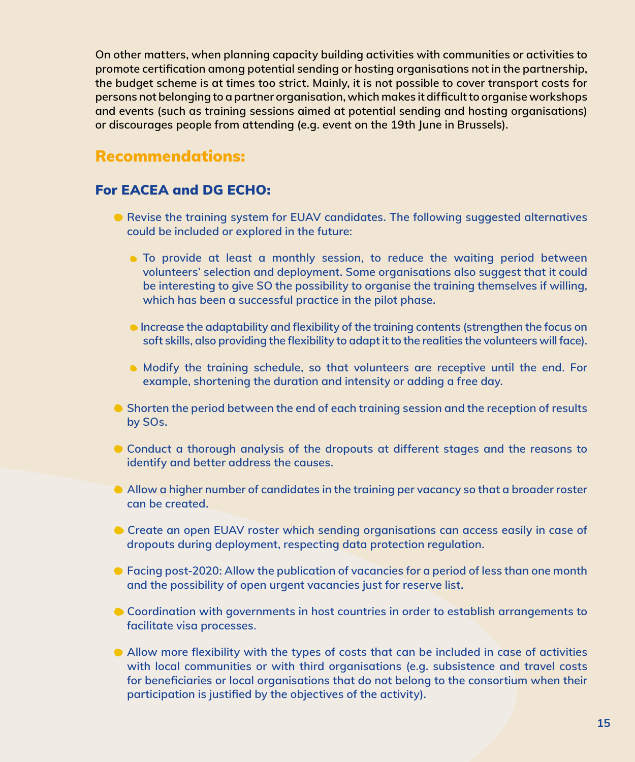On other matters, when planning capacity building activities with communities or activities to promote certification among potential sending or hosting organisations not in the partnership, the budget scheme is at times too strict. Mainly, it is not possible to cover transport costs for persons not belonging to a partner organisation, which makes it difficult to organise workshops and events (such as training sessions aimed at potential sending and hosting organisations) or discourages people from attending (e.g. event on the 19th June in Brussels).

## Recommendations:

### For EACEA and DG ECHO:

- Revise the training system for EUAV candidates. The following suggested alternatives could be included or explored in the future:
  - To provide at least a monthly session, to reduce the waiting period between volunteers' selection and deployment. Some organisations also suggest that it could be interesting to give SO the possibility to organise the training themselves if willing, which has been a successful practice in the pilot phase.
  - Increase the adaptability and flexibility of the training contents (strengthen the focus on soft skills, also providing the flexibility to adapt it to the realities the volunteers will face).
  - Modify the training schedule, so that volunteers are receptive until the end. For example, shortening the duration and intensity or adding a free day.
- Shorten the period between the end of each training session and the reception of results by SOs.
- Conduct a thorough analysis of the dropouts at different stages and the reasons to identify and better address the causes.
- Allow a higher number of candidates in the training per vacancy so that a broader roster can be created.
- Create an open EUAV roster which sending organisations can access easily in case of dropouts during deployment, respecting data protection regulation.
- Facing post-2020: Allow the publication of vacancies for a period of less than one month and the possibility of open urgent vacancies just for reserve list.
- Coordination with governments in host countries in order to establish arrangements to facilitate visa processes.
- Allow more flexibility with the types of costs that can be included in case of activities with local communities or with third organisations (e.g. subsistence and travel costs for beneficiaries or local organisations that do not belong to the consortium when their participation is justified by the objectives of the activity).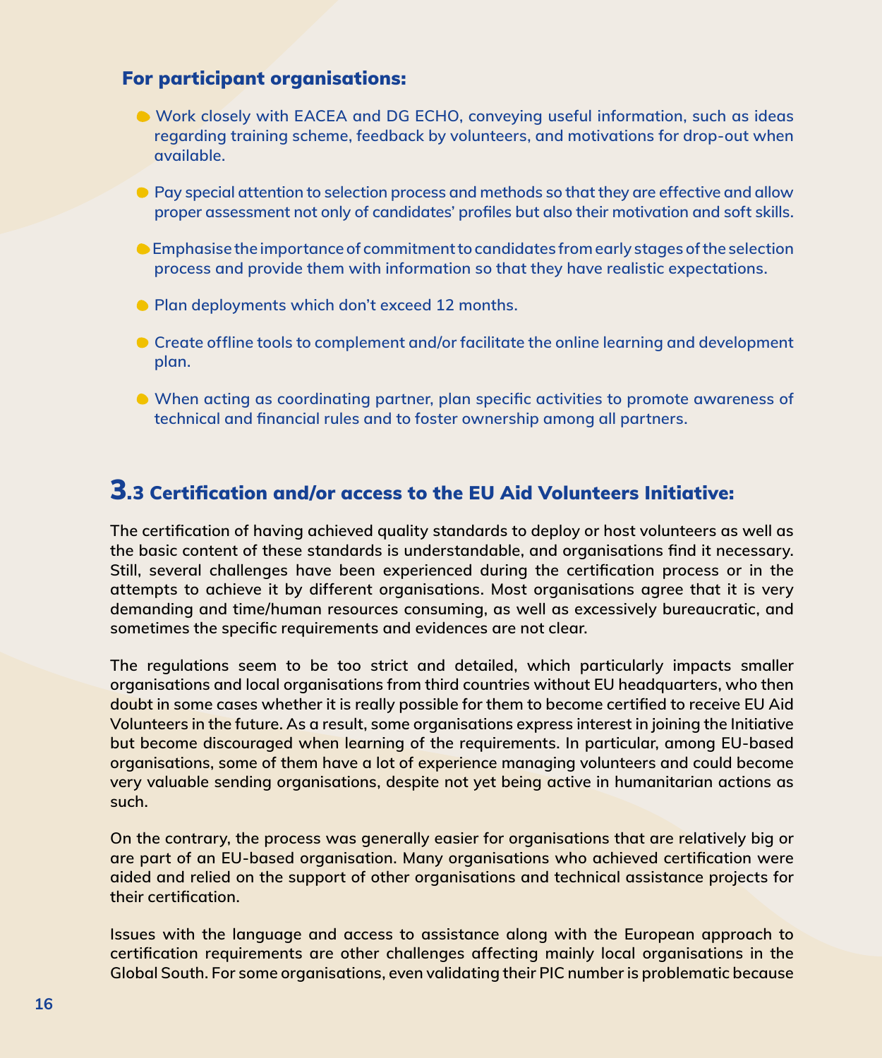### For participant organisations:

- Work closely with EACEA and DG ECHO, conveying useful information, such as ideas regarding training scheme, feedback by volunteers, and motivations for drop-out when available.
- Pay special attention to selection process and methods so that they are effective and allow proper assessment not only of candidates' profiles but also their motivation and soft skills.
- Emphasise the importance of commitment to candidates from early stages of the selection process and provide them with information so that they have realistic expectations.
- Plan deployments which don't exceed 12 months.
- Create offline tools to complement and/or facilitate the online learning and development plan.
- When acting as coordinating partner, plan specific activities to promote awareness of technical and financial rules and to foster ownership among all partners.

## 3.3 Certification and/or access to the EU Aid Volunteers Initiative:

The certification of having achieved quality standards to deploy or host volunteers as well as the basic content of these standards is understandable, and organisations find it necessary. Still, several challenges have been experienced during the certification process or in the attempts to achieve it by different organisations. Most organisations agree that it is very demanding and time/human resources consuming, as well as excessively bureaucratic, and sometimes the specific requirements and evidences are not clear.

The regulations seem to be too strict and detailed, which particularly impacts smaller organisations and local organisations from third countries without EU headquarters, who then doubt in some cases whether it is really possible for them to become certified to receive EU Aid Volunteers in the future. As a result, some organisations express interest in joining the Initiative but become discouraged when learning of the requirements. In particular, among EU-based organisations, some of them have a lot of experience managing volunteers and could become very valuable sending organisations, despite not yet being active in humanitarian actions as such.

On the contrary, the process was generally easier for organisations that are relatively big or are part of an EU-based organisation. Many organisations who achieved certification were aided and relied on the support of other organisations and technical assistance projects for their certification.

Issues with the language and access to assistance along with the European approach to certification requirements are other challenges affecting mainly local organisations in the Global South. For some organisations, even validating their PIC number is problematic because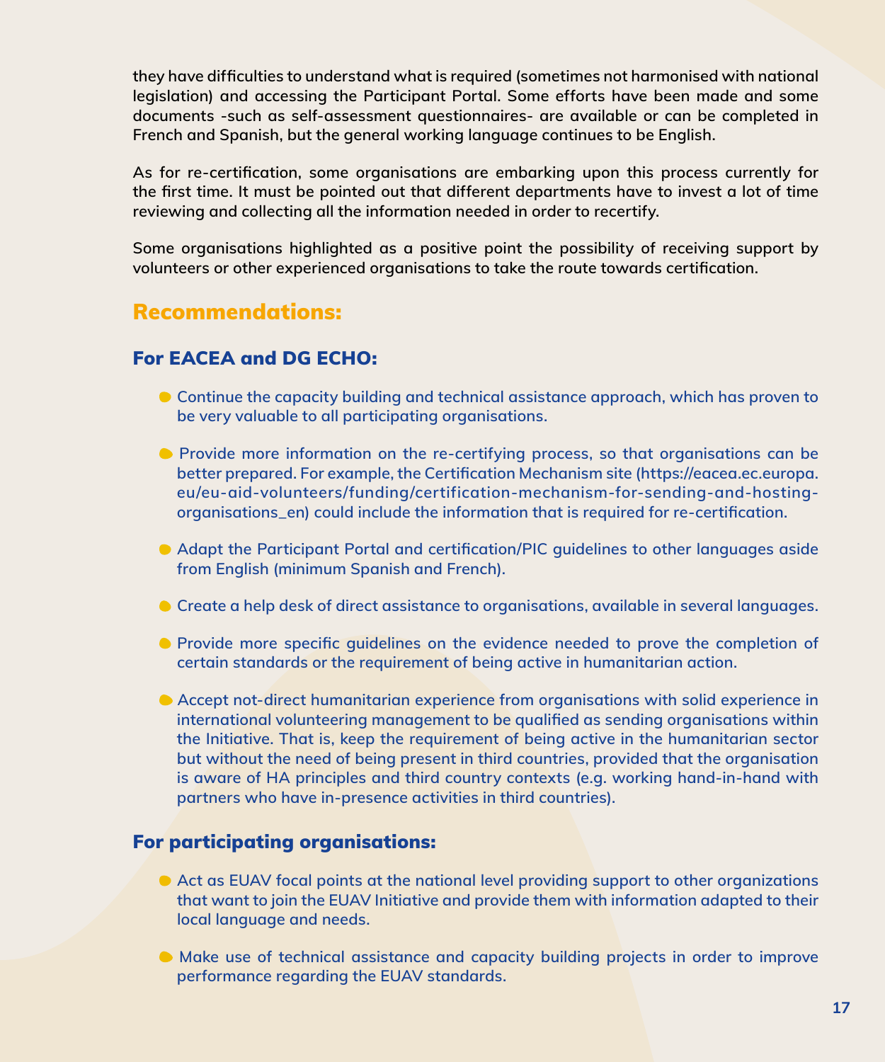they have difficulties to understand what is required (sometimes not harmonised with national legislation) and accessing the Participant Portal. Some efforts have been made and some documents -such as self-assessment questionnaires- are available or can be completed in French and Spanish, but the general working language continues to be English.

As for re-certification, some organisations are embarking upon this process currently for the first time. It must be pointed out that different departments have to invest a lot of time reviewing and collecting all the information needed in order to recertify.

Some organisations highlighted as a positive point the possibility of receiving support by volunteers or other experienced organisations to take the route towards certification.

## Recommendations:

### For EACEA and DG ECHO:

- Continue the capacity building and technical assistance approach, which has proven to be very valuable to all participating organisations.
- Provide more information on the re-certifying process, so that organisations can be better prepared. For example, the Certification Mechanism site (https://eacea.ec.europa.eu/eu-aid-volunteers/funding/certification-mechanism-for-sending-and-hosting-organisations_en) could include the information that is required for re-certification.
- Adapt the Participant Portal and certification/PIC guidelines to other languages aside from English (minimum Spanish and French).
- Create a help desk of direct assistance to organisations, available in several languages.
- Provide more specific guidelines on the evidence needed to prove the completion of certain standards or the requirement of being active in humanitarian action.
- Accept not-direct humanitarian experience from organisations with solid experience in international volunteering management to be qualified as sending organisations within the Initiative. That is, keep the requirement of being active in the humanitarian sector but without the need of being present in third countries, provided that the organisation is aware of HA principles and third country contexts (e.g. working hand-in-hand with partners who have in-presence activities in third countries).

### For participating organisations:

- Act as EUAV focal points at the national level providing support to other organizations that want to join the EUAV Initiative and provide them with information adapted to their local language and needs.
- Make use of technical assistance and capacity building projects in order to improve performance regarding the EUAV standards.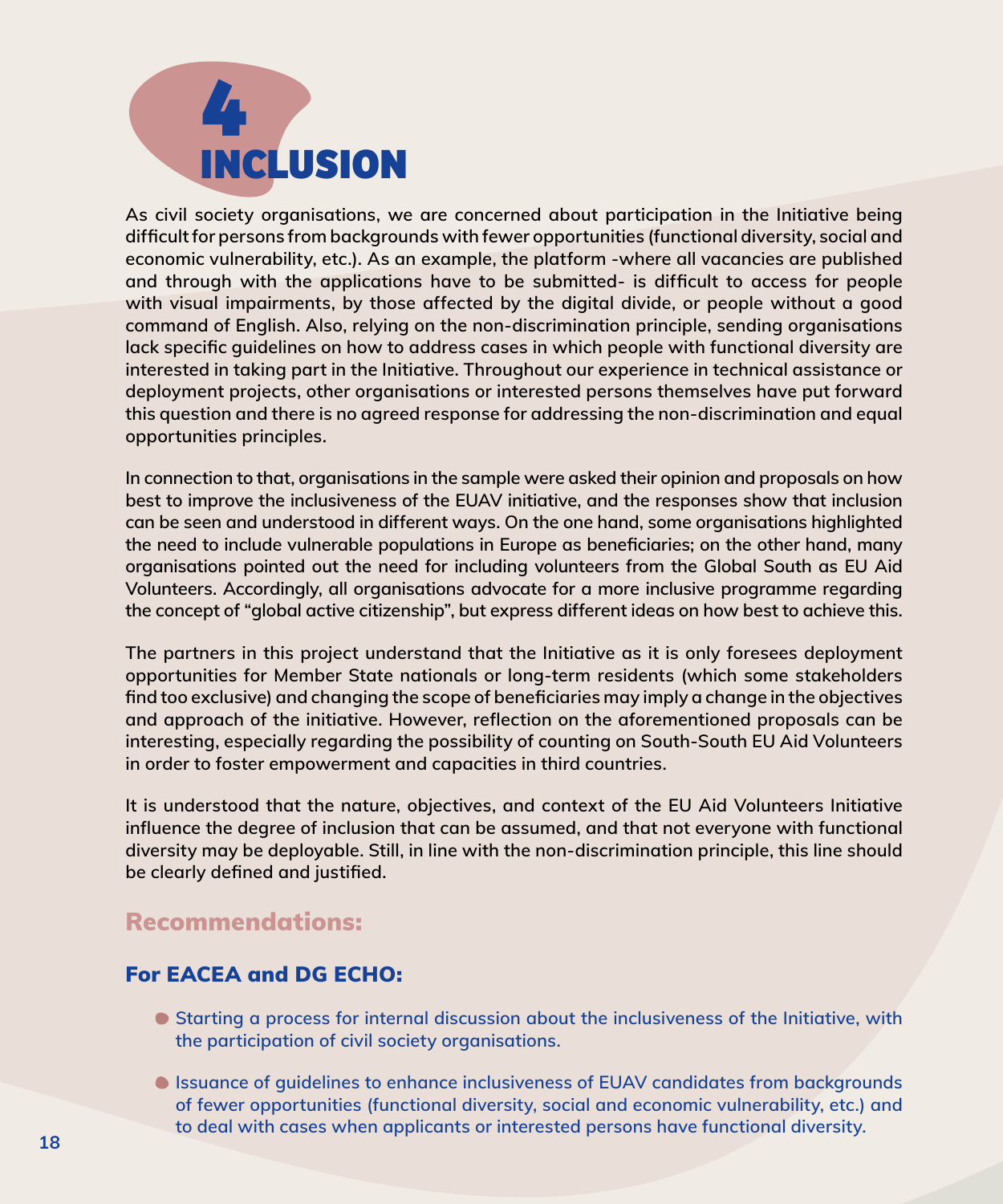# 4 INCLUSION

As civil society organisations, we are concerned about participation in the Initiative being difficult for persons from backgrounds with fewer opportunities (functional diversity, social and economic vulnerability, etc.). As an example, the platform -where all vacancies are published and through with the applications have to be submitted- is difficult to access for people with visual impairments, by those affected by the digital divide, or people without a good command of English. Also, relying on the non-discrimination principle, sending organisations lack specific guidelines on how to address cases in which people with functional diversity are interested in taking part in the Initiative. Throughout our experience in technical assistance or deployment projects, other organisations or interested persons themselves have put forward this question and there is no agreed response for addressing the non-discrimination and equal opportunities principles.

In connection to that, organisations in the sample were asked their opinion and proposals on how best to improve the inclusiveness of the EUAV initiative, and the responses show that inclusion can be seen and understood in different ways. On the one hand, some organisations highlighted the need to include vulnerable populations in Europe as beneficiaries; on the other hand, many organisations pointed out the need for including volunteers from the Global South as EU Aid Volunteers. Accordingly, all organisations advocate for a more inclusive programme regarding the concept of "global active citizenship", but express different ideas on how best to achieve this.

The partners in this project understand that the Initiative as it is only foresees deployment opportunities for Member State nationals or long-term residents (which some stakeholders find too exclusive) and changing the scope of beneficiaries may imply a change in the objectives and approach of the initiative. However, reflection on the aforementioned proposals can be interesting, especially regarding the possibility of counting on South-South EU Aid Volunteers in order to foster empowerment and capacities in third countries.

It is understood that the nature, objectives, and context of the EU Aid Volunteers Initiative influence the degree of inclusion that can be assumed, and that not everyone with functional diversity may be deployable. Still, in line with the non-discrimination principle, this line should be clearly defined and justified.

## Recommendations:

### For EACEA and DG ECHO:

- Starting a process for internal discussion about the inclusiveness of the Initiative, with the participation of civil society organisations.
- Issuance of guidelines to enhance inclusiveness of EUAV candidates from backgrounds of fewer opportunities (functional diversity, social and economic vulnerability, etc.) and to deal with cases when applicants or interested persons have functional diversity.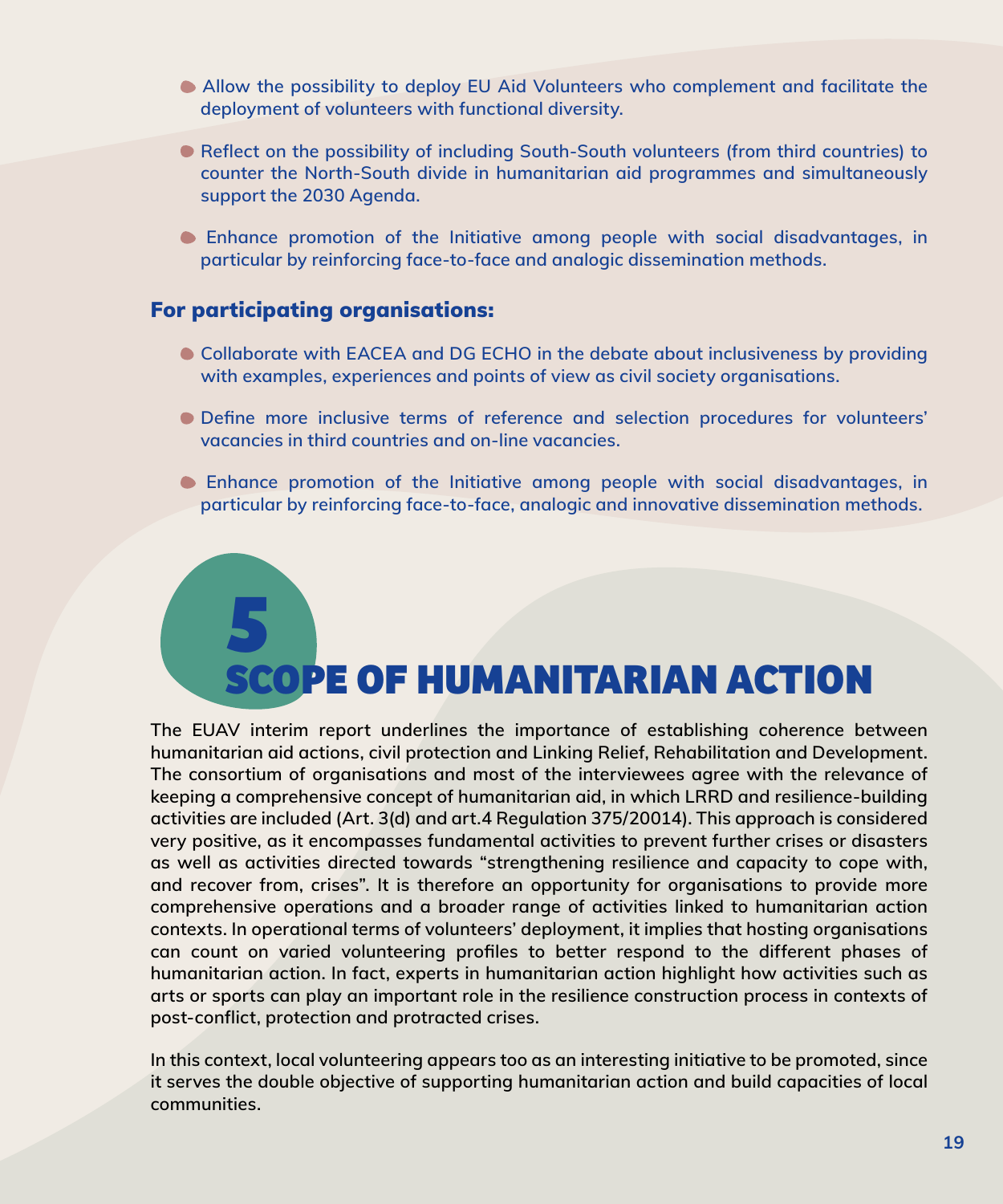- Allow the possibility to deploy EU Aid Volunteers who complement and facilitate the deployment of volunteers with functional diversity.
- Reflect on the possibility of including South-South volunteers (from third countries) to counter the North-South divide in humanitarian aid programmes and simultaneously support the 2030 Agenda.
- Enhance promotion of the Initiative among people with social disadvantages, in particular by reinforcing face-to-face and analogic dissemination methods.

### For participating organisations:

- Collaborate with EACEA and DG ECHO in the debate about inclusiveness by providing with examples, experiences and points of view as civil society organisations.
- Define more inclusive terms of reference and selection procedures for volunteers' vacancies in third countries and on-line vacancies.
- Enhance promotion of the Initiative among people with social disadvantages, in particular by reinforcing face-to-face, analogic and innovative dissemination methods.

# 5 SCOPE OF HUMANITARIAN ACTION

The EUAV interim report underlines the importance of establishing coherence between humanitarian aid actions, civil protection and Linking Relief, Rehabilitation and Development. The consortium of organisations and most of the interviewees agree with the relevance of keeping a comprehensive concept of humanitarian aid, in which LRRD and resilience-building activities are included (Art. 3(d) and art.4 Regulation 375/20014). This approach is considered very positive, as it encompasses fundamental activities to prevent further crises or disasters as well as activities directed towards "strengthening resilience and capacity to cope with, and recover from, crises". It is therefore an opportunity for organisations to provide more comprehensive operations and a broader range of activities linked to humanitarian action contexts. In operational terms of volunteers' deployment, it implies that hosting organisations can count on varied volunteering profiles to better respond to the different phases of humanitarian action. In fact, experts in humanitarian action highlight how activities such as arts or sports can play an important role in the resilience construction process in contexts of post-conflict, protection and protracted crises.

In this context, local volunteering appears too as an interesting initiative to be promoted, since it serves the double objective of supporting humanitarian action and build capacities of local communities.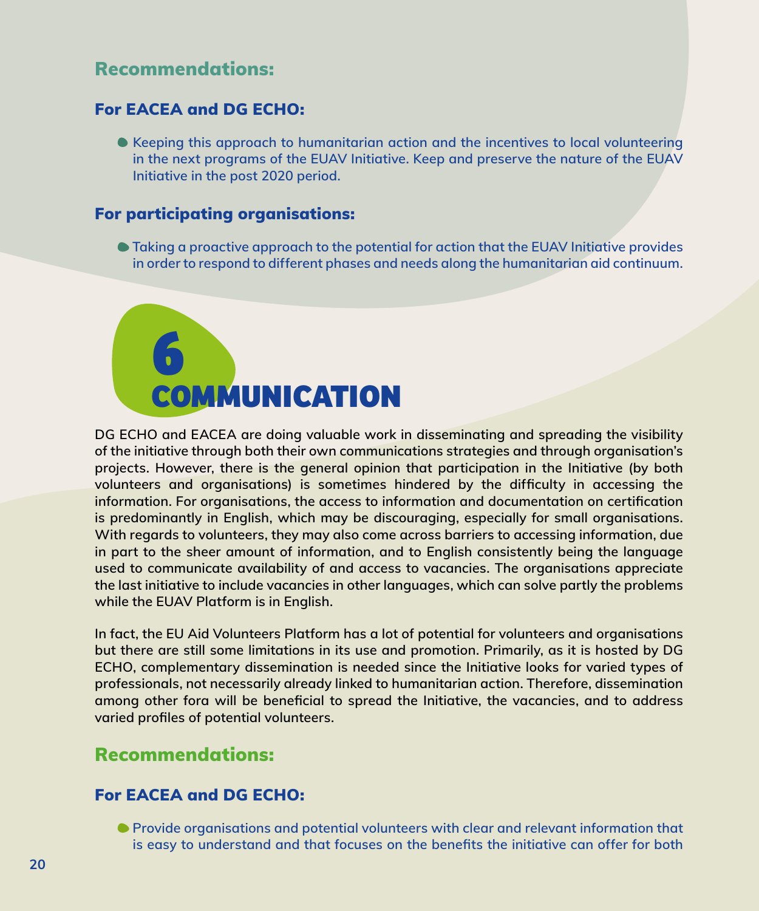## Recommendations:

### For EACEA and DG ECHO:

- Keeping this approach to humanitarian action and the incentives to local volunteering in the next programs of the EUAV Initiative. Keep and preserve the nature of the EUAV Initiative in the post 2020 period.

### For participating organisations:

- Taking a proactive approach to the potential for action that the EUAV Initiative provides in order to respond to different phases and needs along the humanitarian aid continuum.

# 6 COMMUNICATION

DG ECHO and EACEA are doing valuable work in disseminating and spreading the visibility of the initiative through both their own communications strategies and through organisation's projects. However, there is the general opinion that participation in the Initiative (by both volunteers and organisations) is sometimes hindered by the difficulty in accessing the information. For organisations, the access to information and documentation on certification is predominantly in English, which may be discouraging, especially for small organisations. With regards to volunteers, they may also come across barriers to accessing information, due in part to the sheer amount of information, and to English consistently being the language used to communicate availability of and access to vacancies. The organisations appreciate the last initiative to include vacancies in other languages, which can solve partly the problems while the EUAV Platform is in English.

In fact, the EU Aid Volunteers Platform has a lot of potential for volunteers and organisations but there are still some limitations in its use and promotion. Primarily, as it is hosted by DG ECHO, complementary dissemination is needed since the Initiative looks for varied types of professionals, not necessarily already linked to humanitarian action. Therefore, dissemination among other fora will be beneficial to spread the Initiative, the vacancies, and to address varied profiles of potential volunteers.

## Recommendations:

### For EACEA and DG ECHO:

- Provide organisations and potential volunteers with clear and relevant information that is easy to understand and that focuses on the benefits the initiative can offer for both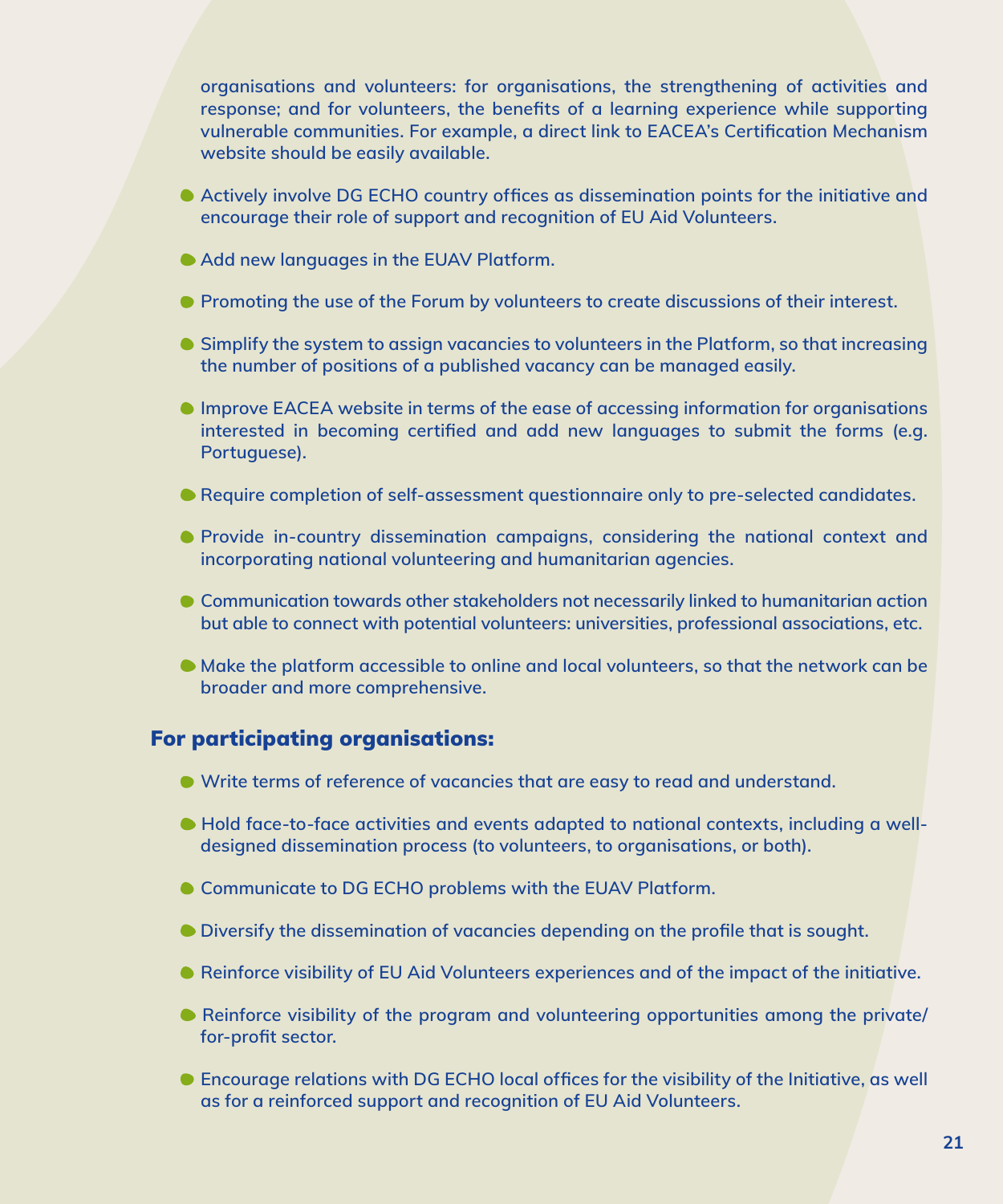organisations and volunteers: for organisations, the strengthening of activities and response; and for volunteers, the benefits of a learning experience while supporting vulnerable communities. For example, a direct link to EACEA's Certification Mechanism website should be easily available.

- Actively involve DG ECHO country offices as dissemination points for the initiative and encourage their role of support and recognition of EU Aid Volunteers.
- Add new languages in the EUAV Platform.
- Promoting the use of the Forum by volunteers to create discussions of their interest.
- Simplify the system to assign vacancies to volunteers in the Platform, so that increasing the number of positions of a published vacancy can be managed easily.
- Improve EACEA website in terms of the ease of accessing information for organisations interested in becoming certified and add new languages to submit the forms (e.g. Portuguese).
- Require completion of self-assessment questionnaire only to pre-selected candidates.
- Provide in-country dissemination campaigns, considering the national context and incorporating national volunteering and humanitarian agencies.
- Communication towards other stakeholders not necessarily linked to humanitarian action but able to connect with potential volunteers: universities, professional associations, etc.
- Make the platform accessible to online and local volunteers, so that the network can be broader and more comprehensive.

## For participating organisations:

- Write terms of reference of vacancies that are easy to read and understand.
- Hold face-to-face activities and events adapted to national contexts, including a well-designed dissemination process (to volunteers, to organisations, or both).
- Communicate to DG ECHO problems with the EUAV Platform.
- Diversify the dissemination of vacancies depending on the profile that is sought.
- Reinforce visibility of EU Aid Volunteers experiences and of the impact of the initiative.
- Reinforce visibility of the program and volunteering opportunities among the private/for-profit sector.
- Encourage relations with DG ECHO local offices for the visibility of the Initiative, as well as for a reinforced support and recognition of EU Aid Volunteers.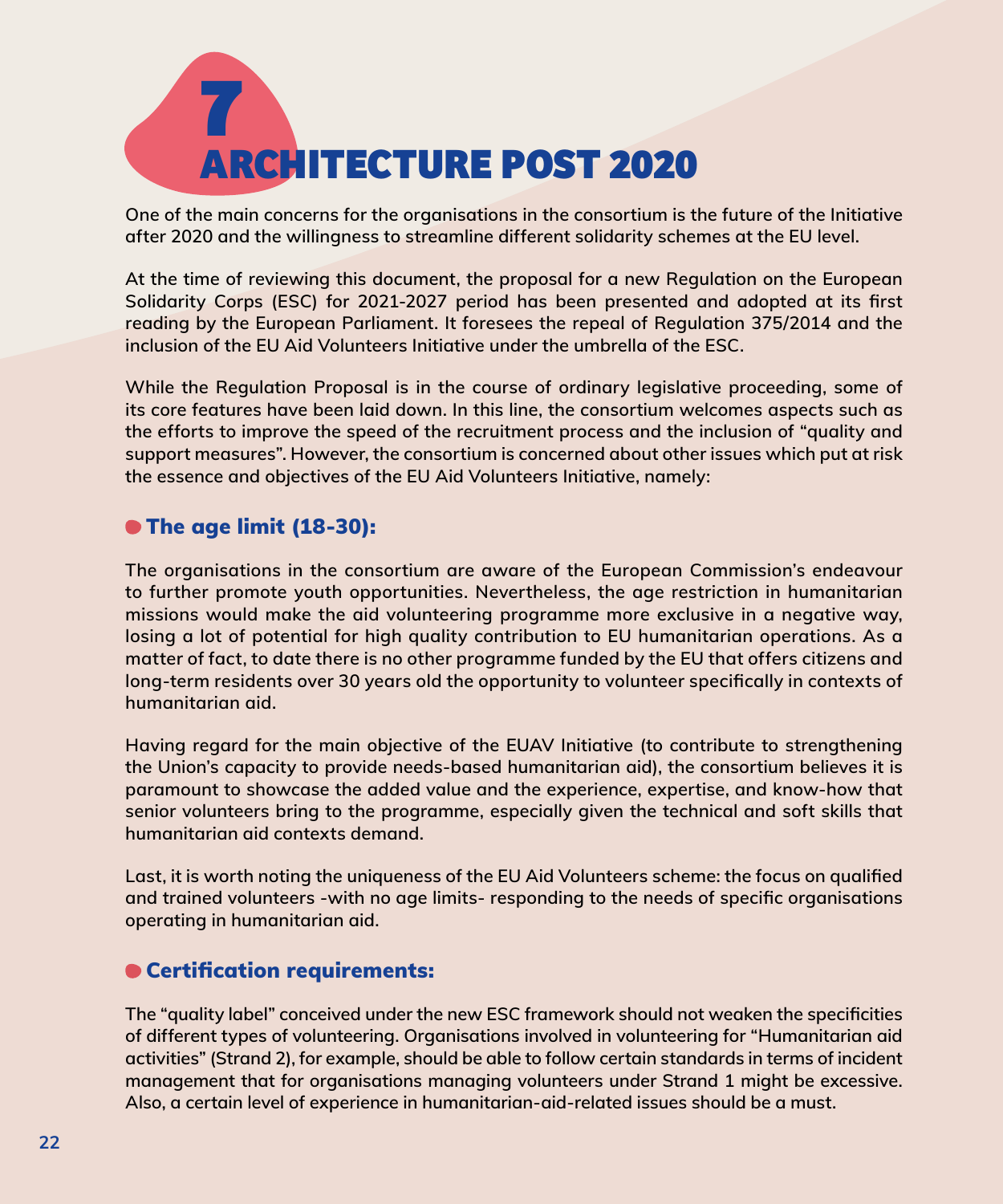# 7 ARCHITECTURE POST 2020

One of the main concerns for the organisations in the consortium is the future of the Initiative after 2020 and the willingness to streamline different solidarity schemes at the EU level.

At the time of reviewing this document, the proposal for a new Regulation on the European Solidarity Corps (ESC) for 2021-2027 period has been presented and adopted at its first reading by the European Parliament. It foresees the repeal of Regulation 375/2014 and the inclusion of the EU Aid Volunteers Initiative under the umbrella of the ESC.

While the Regulation Proposal is in the course of ordinary legislative proceeding, some of its core features have been laid down. In this line, the consortium welcomes aspects such as the efforts to improve the speed of the recruitment process and the inclusion of "quality and support measures". However, the consortium is concerned about other issues which put at risk the essence and objectives of the EU Aid Volunteers Initiative, namely:

## The age limit (18-30):

The organisations in the consortium are aware of the European Commission's endeavour to further promote youth opportunities. Nevertheless, the age restriction in humanitarian missions would make the aid volunteering programme more exclusive in a negative way, losing a lot of potential for high quality contribution to EU humanitarian operations. As a matter of fact, to date there is no other programme funded by the EU that offers citizens and long-term residents over 30 years old the opportunity to volunteer specifically in contexts of humanitarian aid.

Having regard for the main objective of the EUAV Initiative (to contribute to strengthening the Union's capacity to provide needs-based humanitarian aid), the consortium believes it is paramount to showcase the added value and the experience, expertise, and know-how that senior volunteers bring to the programme, especially given the technical and soft skills that humanitarian aid contexts demand.

Last, it is worth noting the uniqueness of the EU Aid Volunteers scheme: the focus on qualified and trained volunteers -with no age limits- responding to the needs of specific organisations operating in humanitarian aid.

## Certification requirements:

The "quality label" conceived under the new ESC framework should not weaken the specificities of different types of volunteering. Organisations involved in volunteering for "Humanitarian aid activities" (Strand 2), for example, should be able to follow certain standards in terms of incident management that for organisations managing volunteers under Strand 1 might be excessive. Also, a certain level of experience in humanitarian-aid-related issues should be a must.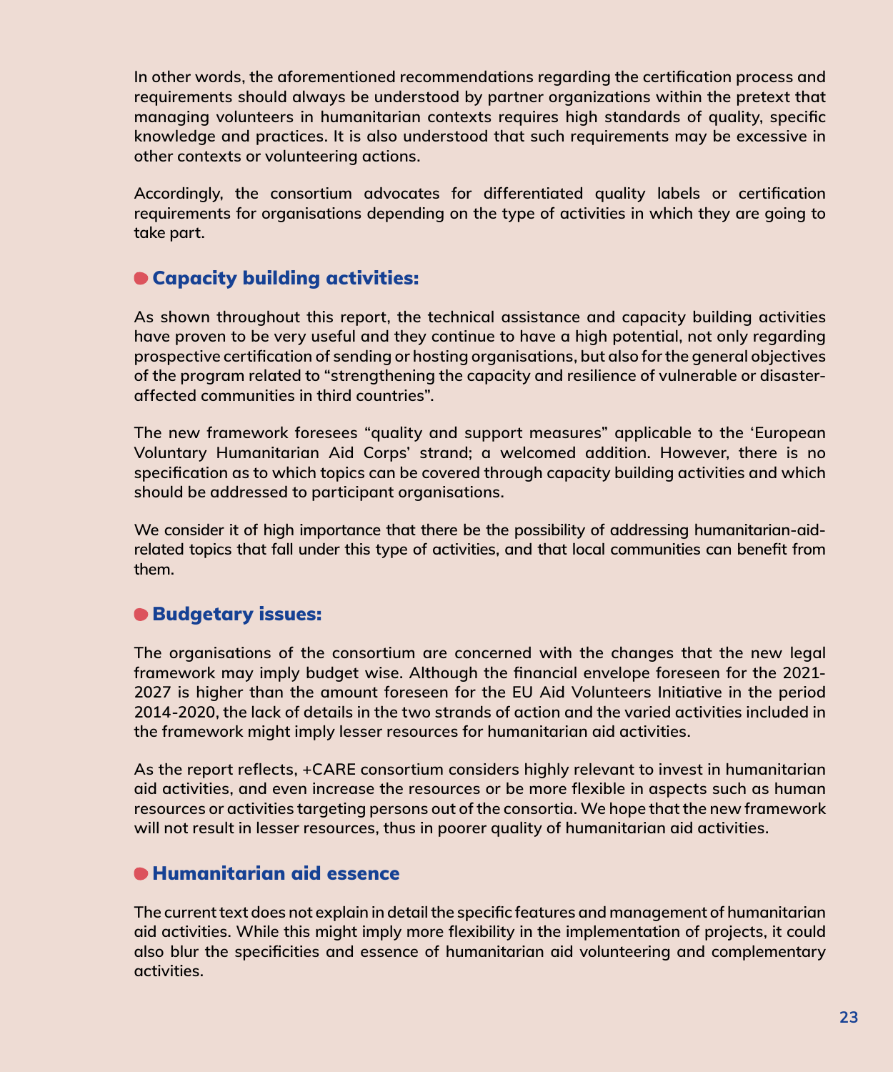In other words, the aforementioned recommendations regarding the certification process and requirements should always be understood by partner organizations within the pretext that managing volunteers in humanitarian contexts requires high standards of quality, specific knowledge and practices. It is also understood that such requirements may be excessive in other contexts or volunteering actions.

Accordingly, the consortium advocates for differentiated quality labels or certification requirements for organisations depending on the type of activities in which they are going to take part.

### Capacity building activities:

As shown throughout this report, the technical assistance and capacity building activities have proven to be very useful and they continue to have a high potential, not only regarding prospective certification of sending or hosting organisations, but also for the general objectives of the program related to "strengthening the capacity and resilience of vulnerable or disaster-affected communities in third countries".

The new framework foresees "quality and support measures" applicable to the 'European Voluntary Humanitarian Aid Corps' strand; a welcomed addition. However, there is no specification as to which topics can be covered through capacity building activities and which should be addressed to participant organisations.

We consider it of high importance that there be the possibility of addressing humanitarian-aid-related topics that fall under this type of activities, and that local communities can benefit from them.

### Budgetary issues:

The organisations of the consortium are concerned with the changes that the new legal framework may imply budget wise. Although the financial envelope foreseen for the 2021-2027 is higher than the amount foreseen for the EU Aid Volunteers Initiative in the period 2014-2020, the lack of details in the two strands of action and the varied activities included in the framework might imply lesser resources for humanitarian aid activities.

As the report reflects, +CARE consortium considers highly relevant to invest in humanitarian aid activities, and even increase the resources or be more flexible in aspects such as human resources or activities targeting persons out of the consortia. We hope that the new framework will not result in lesser resources, thus in poorer quality of humanitarian aid activities.

### Humanitarian aid essence

The current text does not explain in detail the specific features and management of humanitarian aid activities. While this might imply more flexibility in the implementation of projects, it could also blur the specificities and essence of humanitarian aid volunteering and complementary activities.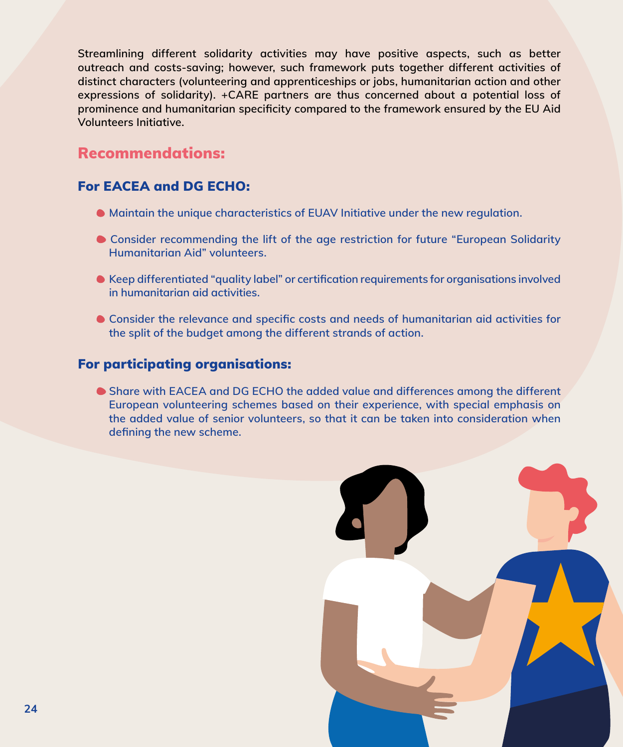**Streamlining different solidarity activities may have positive aspects, such as better outreach and costs-saving; however, such framework puts together different activities of distinct characters (volunteering and apprenticeships or jobs, humanitarian action and other expressions of solidarity). +CARE partners are thus concerned about a potential loss of prominence and humanitarian specificity compared to the framework ensured by the EU Aid Volunteers Initiative.**

## Recommendations:

### For EACEA and DG ECHO:

- Maintain the unique characteristics of EUAV Initiative under the new regulation.
- Consider recommending the lift of the age restriction for future "European Solidarity Humanitarian Aid" volunteers.
- Keep differentiated "quality label" or certification requirements for organisations involved in humanitarian aid activities.
- Consider the relevance and specific costs and needs of humanitarian aid activities for the split of the budget among the different strands of action.

### For participating organisations:

- Share with EACEA and DG ECHO the added value and differences among the different European volunteering schemes based on their experience, with special emphasis on the added value of senior volunteers, so that it can be taken into consideration when defining the new scheme.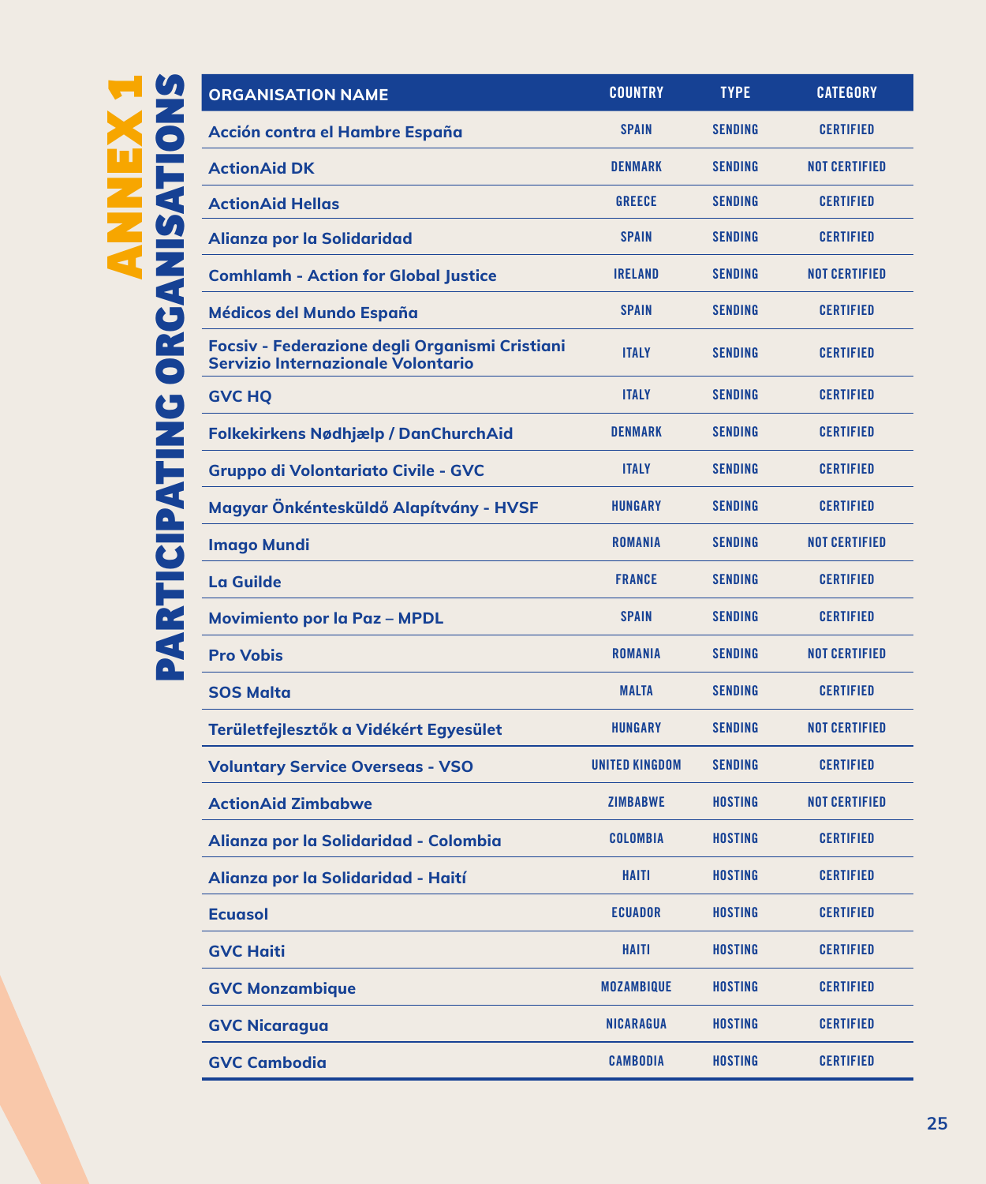# ANNEX 1

## PARTICIPATING ORGANISATIONS

| ORGANISATION NAME | COUNTRY | TYPE | CATEGORY |
|---|---|---|---|
| Acción contra el Hambre España | SPAIN | SENDING | CERTIFIED |
| ActionAid DK | DENMARK | SENDING | NOT CERTIFIED |
| ActionAid Hellas | GREECE | SENDING | CERTIFIED |
| Alianza por la Solidaridad | SPAIN | SENDING | CERTIFIED |
| Comhlamh - Action for Global Justice | IRELAND | SENDING | NOT CERTIFIED |
| Médicos del Mundo España | SPAIN | SENDING | CERTIFIED |
| Focsiv - Federazione degli Organismi Cristiani Servizio Internazionale Volontario | ITALY | SENDING | CERTIFIED |
| GVC HQ | ITALY | SENDING | CERTIFIED |
| Folkekirkens Nødhjælp / DanChurchAid | DENMARK | SENDING | CERTIFIED |
| Gruppo di Volontariato Civile - GVC | ITALY | SENDING | CERTIFIED |
| Magyar Önkéntesküldő Alapítvány - HVSF | HUNGARY | SENDING | CERTIFIED |
| Imago Mundi | ROMANIA | SENDING | NOT CERTIFIED |
| La Guilde | FRANCE | SENDING | CERTIFIED |
| Movimiento por la Paz – MPDL | SPAIN | SENDING | CERTIFIED |
| Pro Vobis | ROMANIA | SENDING | NOT CERTIFIED |
| SOS Malta | MALTA | SENDING | CERTIFIED |
| Területfejlesztők a Vidékért Egyesület | HUNGARY | SENDING | NOT CERTIFIED |
| Voluntary Service Overseas - VSO | UNITED KINGDOM | SENDING | CERTIFIED |
| ActionAid Zimbabwe | ZIMBABWE | HOSTING | NOT CERTIFIED |
| Alianza por la Solidaridad - Colombia | COLOMBIA | HOSTING | CERTIFIED |
| Alianza por la Solidaridad - Haití | HAITI | HOSTING | CERTIFIED |
| Ecuasol | ECUADOR | HOSTING | CERTIFIED |
| GVC Haiti | HAITI | HOSTING | CERTIFIED |
| GVC Monzambique | MOZAMBIQUE | HOSTING | CERTIFIED |
| GVC Nicaragua | NICARAGUA | HOSTING | CERTIFIED |
| GVC Cambodia | CAMBODIA | HOSTING | CERTIFIED |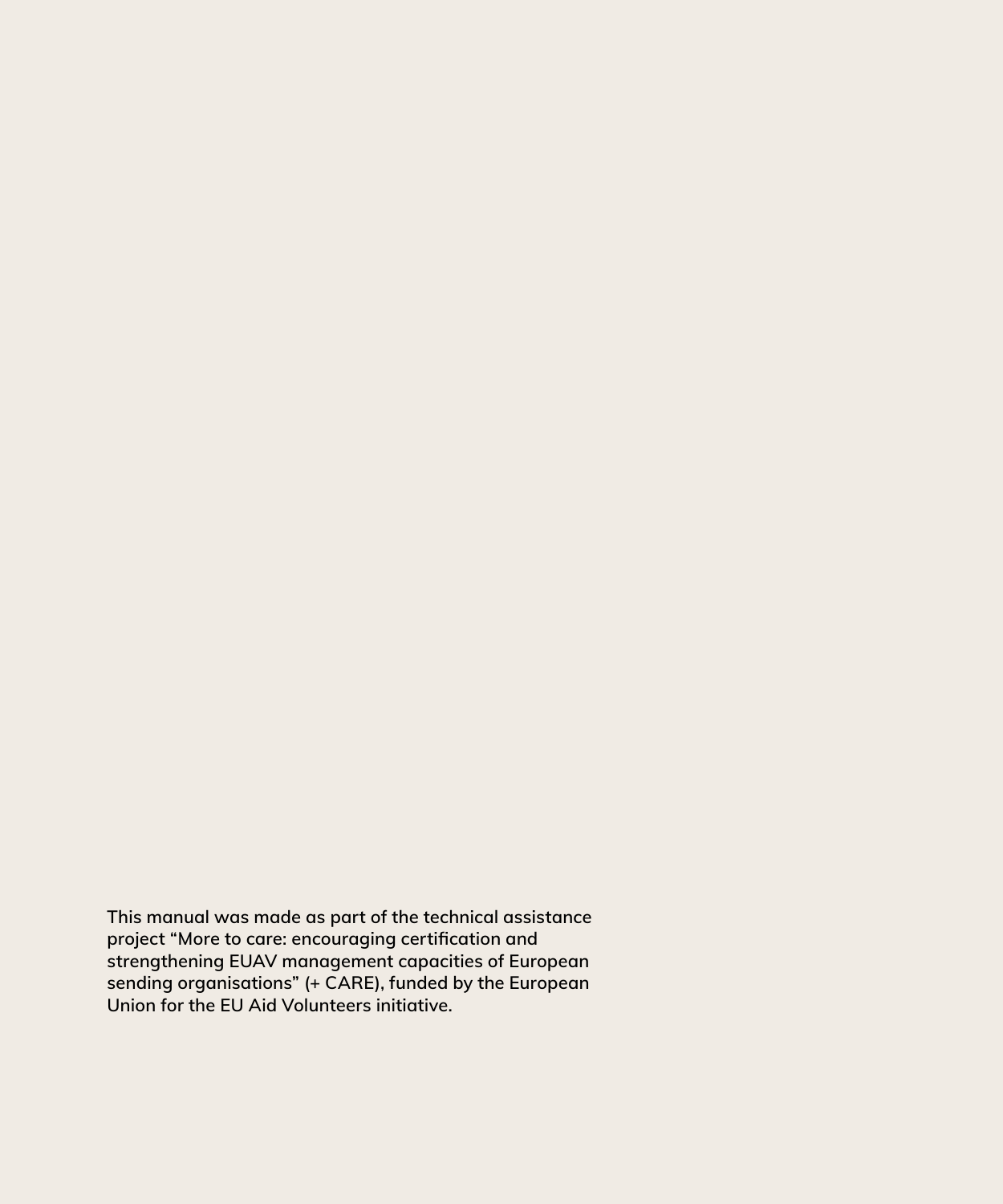**This manual was made as part of the technical assistance project "More to care: encouraging certification and strengthening EUAV management capacities of European sending organisations" (+ CARE), funded by the European Union for the EU Aid Volunteers initiative.**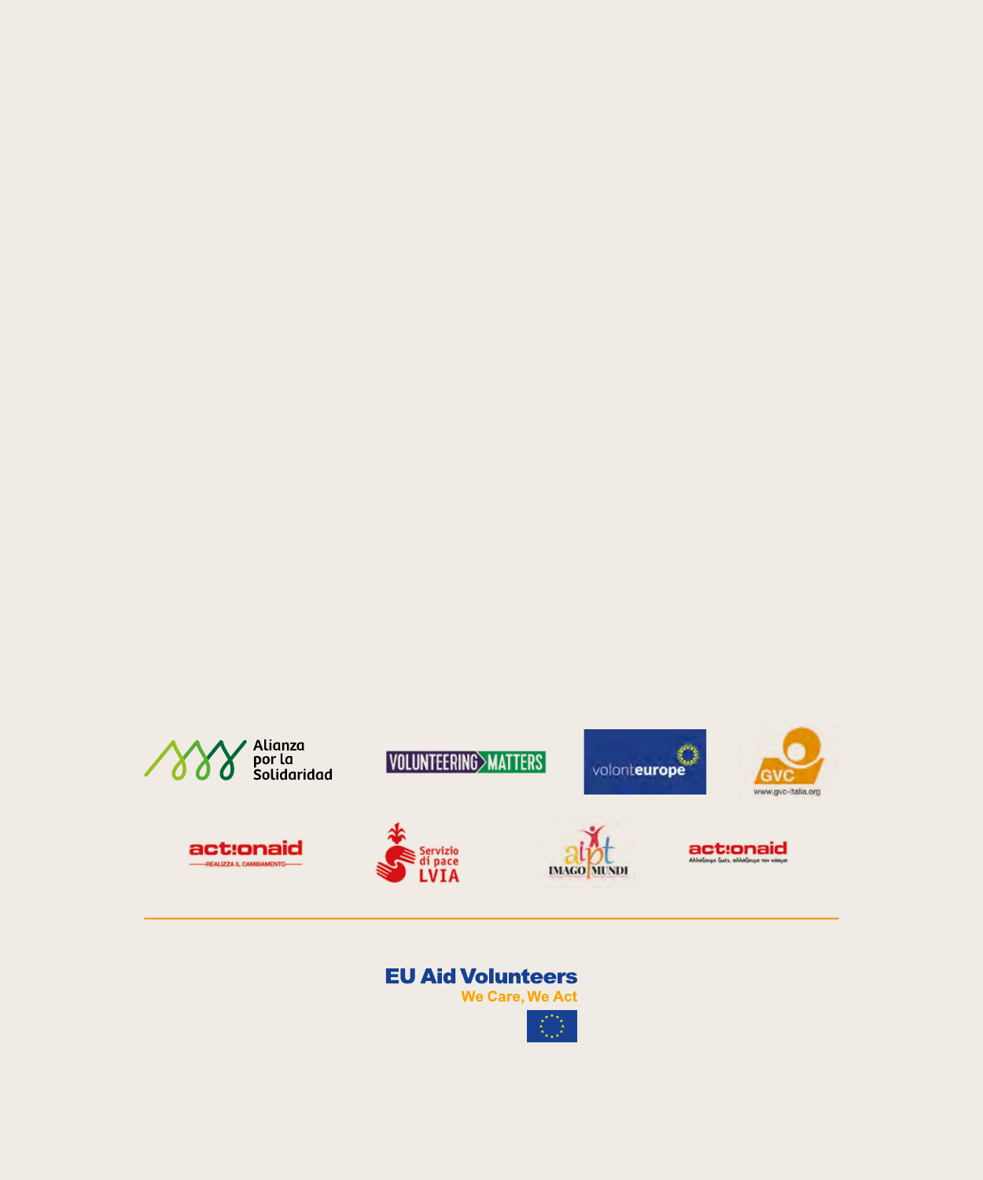Alianza por la Solidaridad

VOLUNTEERING MATTERS

volonteurope

GVC
www.gvc-italia.org

actionaid
REALIZZA IL CAMBIAMENTO

Servizio di pace LVIA

aipt IMAGO MUNDI

actionaid
Αλλάζουμε ζωές, αλλάζουμε τον κόσμο

EU Aid Volunteers
We Care, We Act